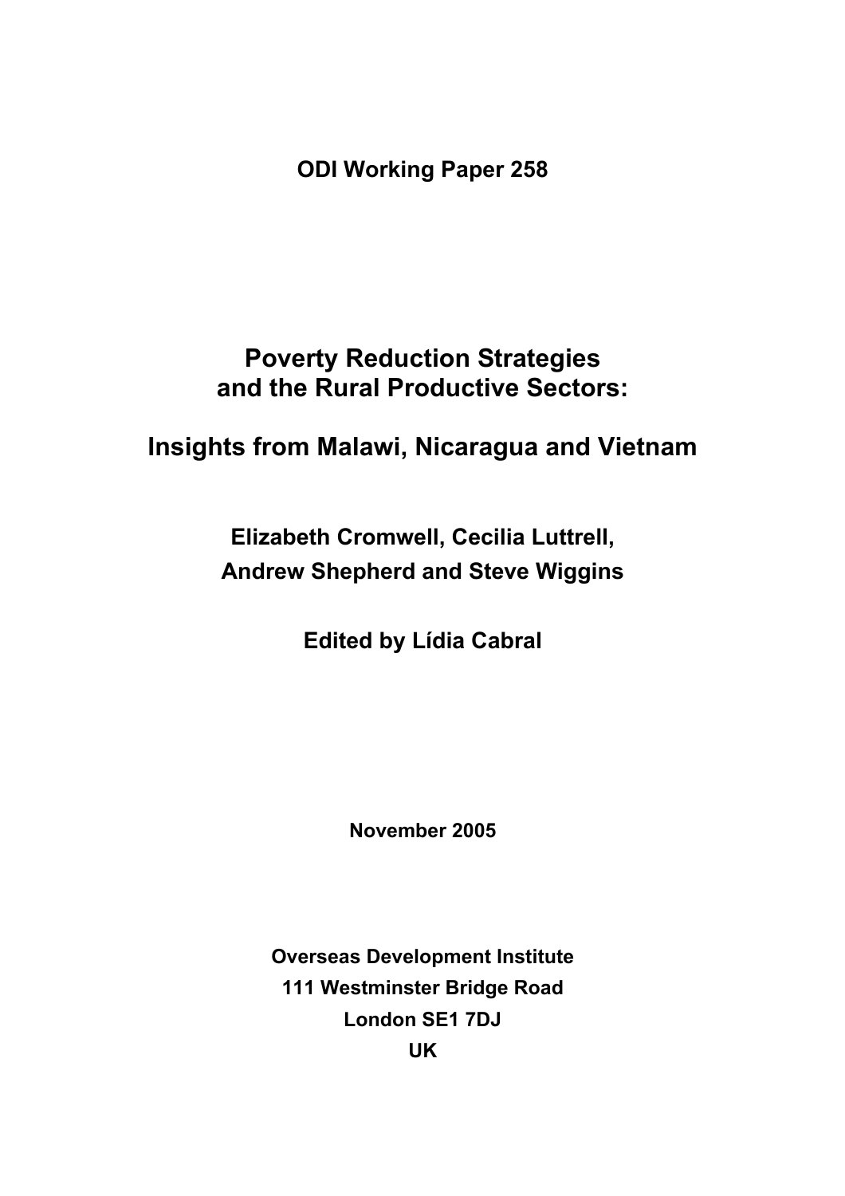**ODI Working Paper 258**

# Poverty Reduction Strategies and the Rural Productive Sectors:

# Insights from Malawi, Nicaragua and Vietnam

**Elizabeth Cromwell, Cecilia Luttrell, Andrew Shepherd and Steve Wiggins**

**Edited by Lídia Cabral**

**November 2005**

**Overseas Development Institute**
**111 Westminster Bridge Road**
**London SE1 7DJ**
**UK**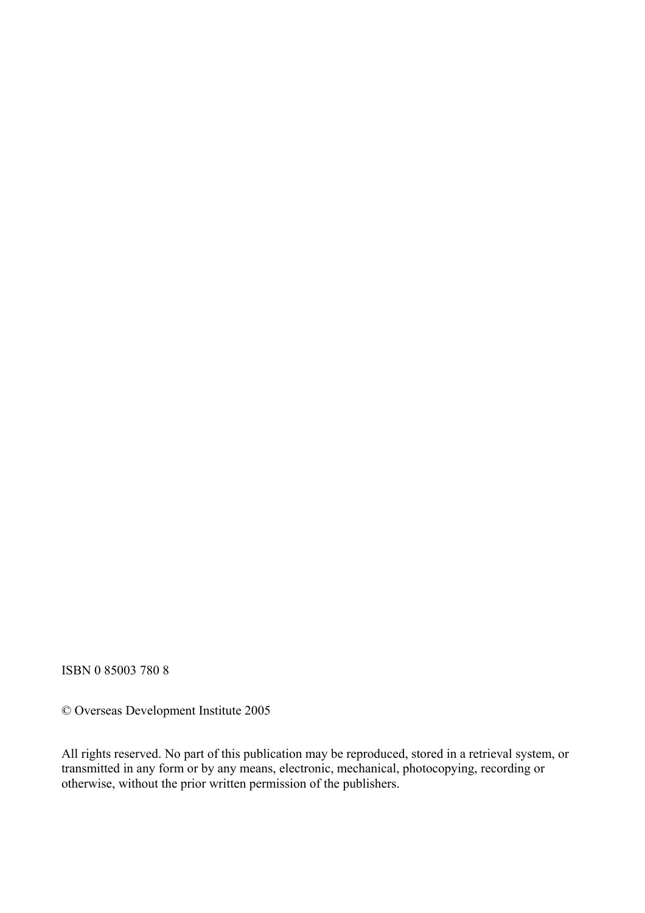ISBN 0 85003 780 8

© Overseas Development Institute 2005

All rights reserved. No part of this publication may be reproduced, stored in a retrieval system, or transmitted in any form or by any means, electronic, mechanical, photocopying, recording or otherwise, without the prior written permission of the publishers.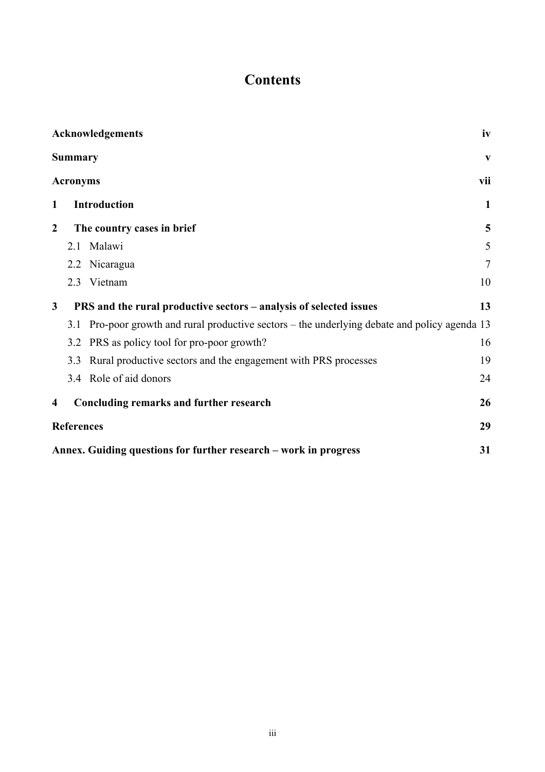# Contents

| | |
|---|---|
| **Acknowledgements** | **iv** |
| **Summary** | **v** |
| **Acronyms** | **vii** |
| **1 Introduction** | **1** |
| **2 The country cases in brief** | **5** |
| 2.1 Malawi | 5 |
| 2.2 Nicaragua | 7 |
| 2.3 Vietnam | 10 |
| **3 PRS and the rural productive sectors – analysis of selected issues** | **13** |
| 3.1 Pro-poor growth and rural productive sectors – the underlying debate and policy agenda | 13 |
| 3.2 PRS as policy tool for pro-poor growth? | 16 |
| 3.3 Rural productive sectors and the engagement with PRS processes | 19 |
| 3.4 Role of aid donors | 24 |
| **4 Concluding remarks and further research** | **26** |
| **References** | **29** |
| **Annex. Guiding questions for further research – work in progress** | **31** |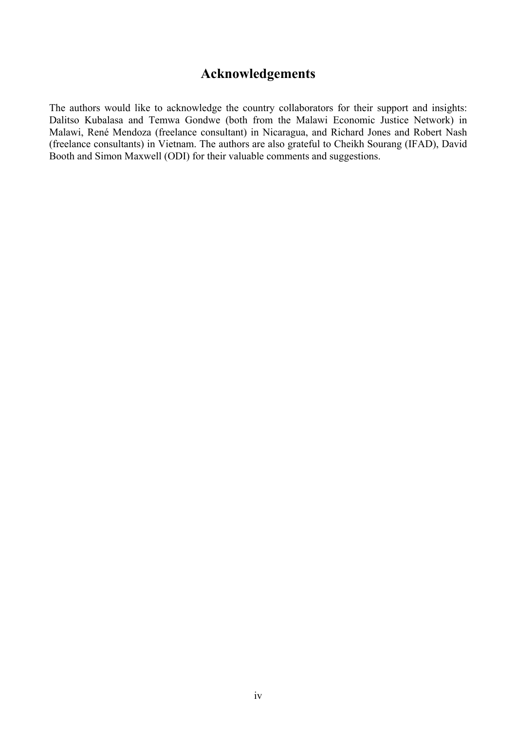# Acknowledgements

The authors would like to acknowledge the country collaborators for their support and insights: Dalitso Kubalasa and Temwa Gondwe (both from the Malawi Economic Justice Network) in Malawi, René Mendoza (freelance consultant) in Nicaragua, and Richard Jones and Robert Nash (freelance consultants) in Vietnam. The authors are also grateful to Cheikh Sourang (IFAD), David Booth and Simon Maxwell (ODI) for their valuable comments and suggestions.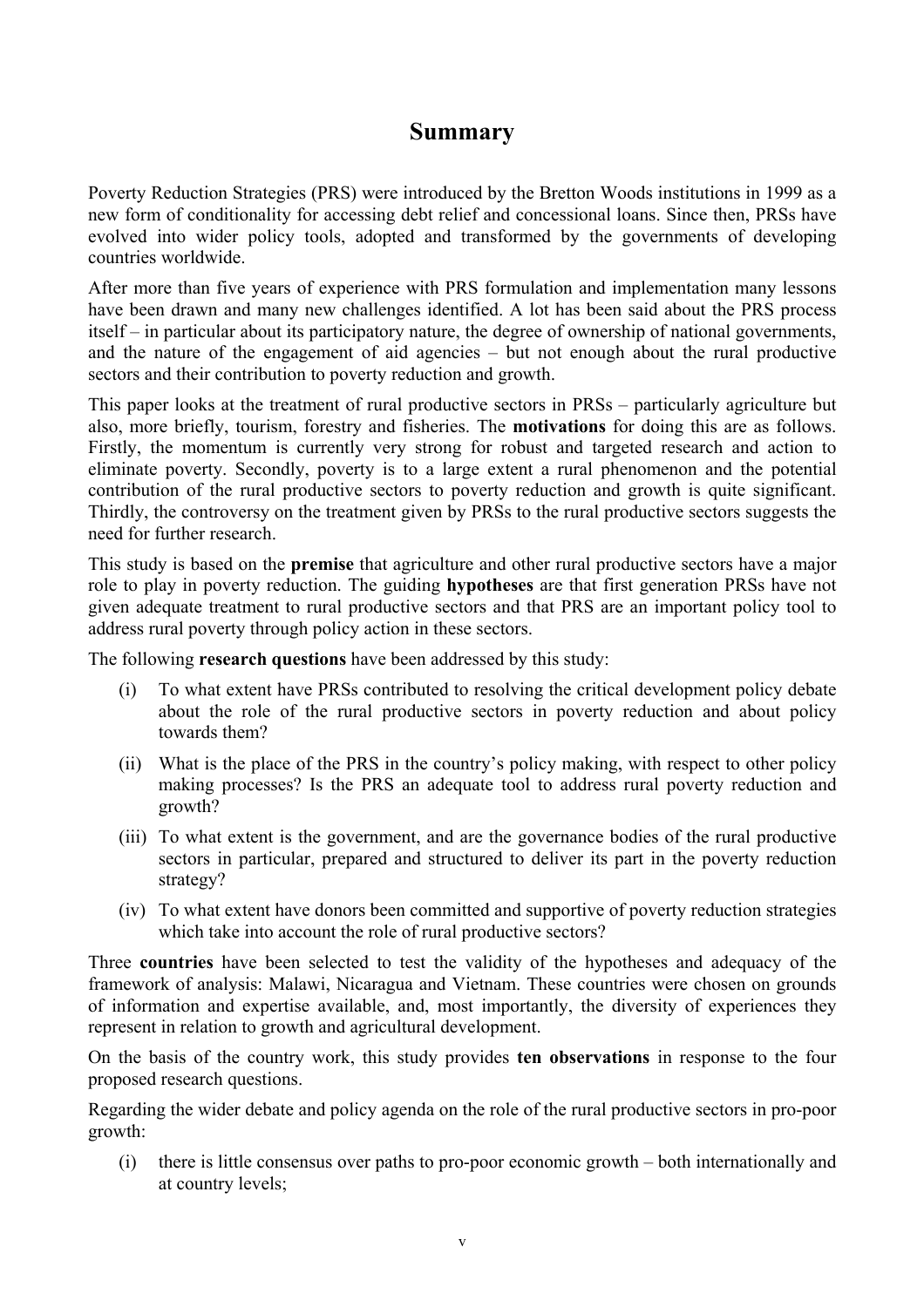# Summary

Poverty Reduction Strategies (PRS) were introduced by the Bretton Woods institutions in 1999 as a new form of conditionality for accessing debt relief and concessional loans. Since then, PRSs have evolved into wider policy tools, adopted and transformed by the governments of developing countries worldwide.

After more than five years of experience with PRS formulation and implementation many lessons have been drawn and many new challenges identified. A lot has been said about the PRS process itself – in particular about its participatory nature, the degree of ownership of national governments, and the nature of the engagement of aid agencies – but not enough about the rural productive sectors and their contribution to poverty reduction and growth.

This paper looks at the treatment of rural productive sectors in PRSs – particularly agriculture but also, more briefly, tourism, forestry and fisheries. The **motivations** for doing this are as follows. Firstly, the momentum is currently very strong for robust and targeted research and action to eliminate poverty. Secondly, poverty is to a large extent a rural phenomenon and the potential contribution of the rural productive sectors to poverty reduction and growth is quite significant. Thirdly, the controversy on the treatment given by PRSs to the rural productive sectors suggests the need for further research.

This study is based on the **premise** that agriculture and other rural productive sectors have a major role to play in poverty reduction. The guiding **hypotheses** are that first generation PRSs have not given adequate treatment to rural productive sectors and that PRS are an important policy tool to address rural poverty through policy action in these sectors.

The following **research questions** have been addressed by this study:

(i) To what extent have PRSs contributed to resolving the critical development policy debate about the role of the rural productive sectors in poverty reduction and about policy towards them?

(ii) What is the place of the PRS in the country's policy making, with respect to other policy making processes? Is the PRS an adequate tool to address rural poverty reduction and growth?

(iii) To what extent is the government, and are the governance bodies of the rural productive sectors in particular, prepared and structured to deliver its part in the poverty reduction strategy?

(iv) To what extent have donors been committed and supportive of poverty reduction strategies which take into account the role of rural productive sectors?

Three **countries** have been selected to test the validity of the hypotheses and adequacy of the framework of analysis: Malawi, Nicaragua and Vietnam. These countries were chosen on grounds of information and expertise available, and, most importantly, the diversity of experiences they represent in relation to growth and agricultural development.

On the basis of the country work, this study provides **ten observations** in response to the four proposed research questions.

Regarding the wider debate and policy agenda on the role of the rural productive sectors in pro-poor growth:

(i) there is little consensus over paths to pro-poor economic growth – both internationally and at country levels;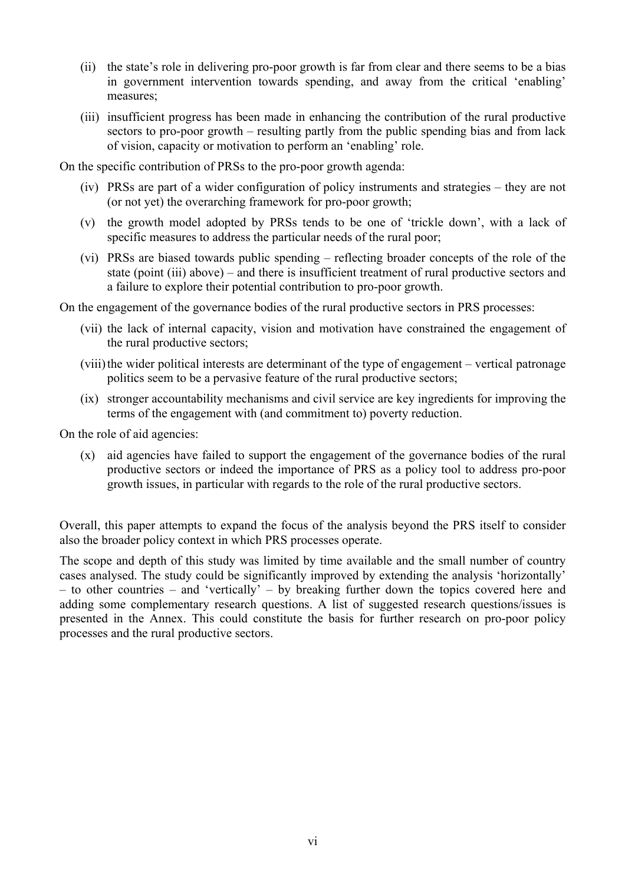(ii) the state's role in delivering pro-poor growth is far from clear and there seems to be a bias in government intervention towards spending, and away from the critical 'enabling' measures;

(iii) insufficient progress has been made in enhancing the contribution of the rural productive sectors to pro-poor growth – resulting partly from the public spending bias and from lack of vision, capacity or motivation to perform an 'enabling' role.

On the specific contribution of PRSs to the pro-poor growth agenda:

(iv) PRSs are part of a wider configuration of policy instruments and strategies – they are not (or not yet) the overarching framework for pro-poor growth;

(v) the growth model adopted by PRSs tends to be one of 'trickle down', with a lack of specific measures to address the particular needs of the rural poor;

(vi) PRSs are biased towards public spending – reflecting broader concepts of the role of the state (point (iii) above) – and there is insufficient treatment of rural productive sectors and a failure to explore their potential contribution to pro-poor growth.

On the engagement of the governance bodies of the rural productive sectors in PRS processes:

(vii) the lack of internal capacity, vision and motivation have constrained the engagement of the rural productive sectors;

(viii) the wider political interests are determinant of the type of engagement – vertical patronage politics seem to be a pervasive feature of the rural productive sectors;

(ix) stronger accountability mechanisms and civil service are key ingredients for improving the terms of the engagement with (and commitment to) poverty reduction.

On the role of aid agencies:

(x) aid agencies have failed to support the engagement of the governance bodies of the rural productive sectors or indeed the importance of PRS as a policy tool to address pro-poor growth issues, in particular with regards to the role of the rural productive sectors.

Overall, this paper attempts to expand the focus of the analysis beyond the PRS itself to consider also the broader policy context in which PRS processes operate.

The scope and depth of this study was limited by time available and the small number of country cases analysed. The study could be significantly improved by extending the analysis 'horizontally' – to other countries – and 'vertically' – by breaking further down the topics covered here and adding some complementary research questions. A list of suggested research questions/issues is presented in the Annex. This could constitute the basis for further research on pro-poor policy processes and the rural productive sectors.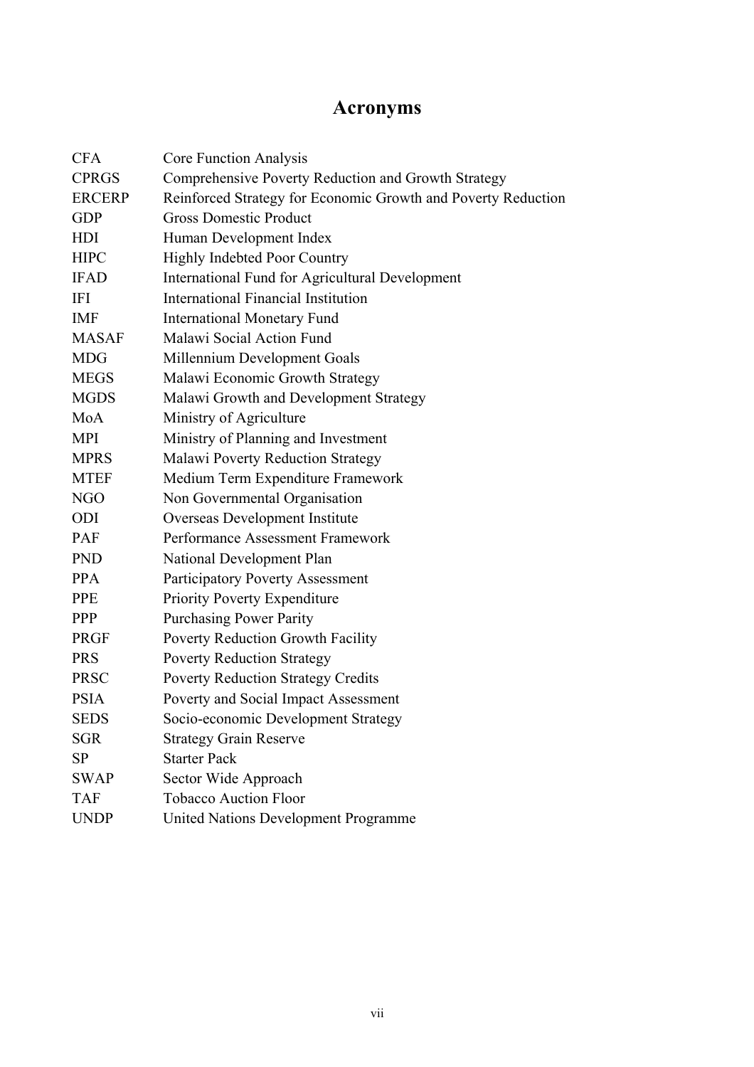# Acronyms

| | |
|---|---|
| CFA | Core Function Analysis |
| CPRGS | Comprehensive Poverty Reduction and Growth Strategy |
| ERCERP | Reinforced Strategy for Economic Growth and Poverty Reduction |
| GDP | Gross Domestic Product |
| HDI | Human Development Index |
| HIPC | Highly Indebted Poor Country |
| IFAD | International Fund for Agricultural Development |
| IFI | International Financial Institution |
| IMF | International Monetary Fund |
| MASAF | Malawi Social Action Fund |
| MDG | Millennium Development Goals |
| MEGS | Malawi Economic Growth Strategy |
| MGDS | Malawi Growth and Development Strategy |
| MoA | Ministry of Agriculture |
| MPI | Ministry of Planning and Investment |
| MPRS | Malawi Poverty Reduction Strategy |
| MTEF | Medium Term Expenditure Framework |
| NGO | Non Governmental Organisation |
| ODI | Overseas Development Institute |
| PAF | Performance Assessment Framework |
| PND | National Development Plan |
| PPA | Participatory Poverty Assessment |
| PPE | Priority Poverty Expenditure |
| PPP | Purchasing Power Parity |
| PRGF | Poverty Reduction Growth Facility |
| PRS | Poverty Reduction Strategy |
| PRSC | Poverty Reduction Strategy Credits |
| PSIA | Poverty and Social Impact Assessment |
| SEDS | Socio-economic Development Strategy |
| SGR | Strategy Grain Reserve |
| SP | Starter Pack |
| SWAP | Sector Wide Approach |
| TAF | Tobacco Auction Floor |
| UNDP | United Nations Development Programme |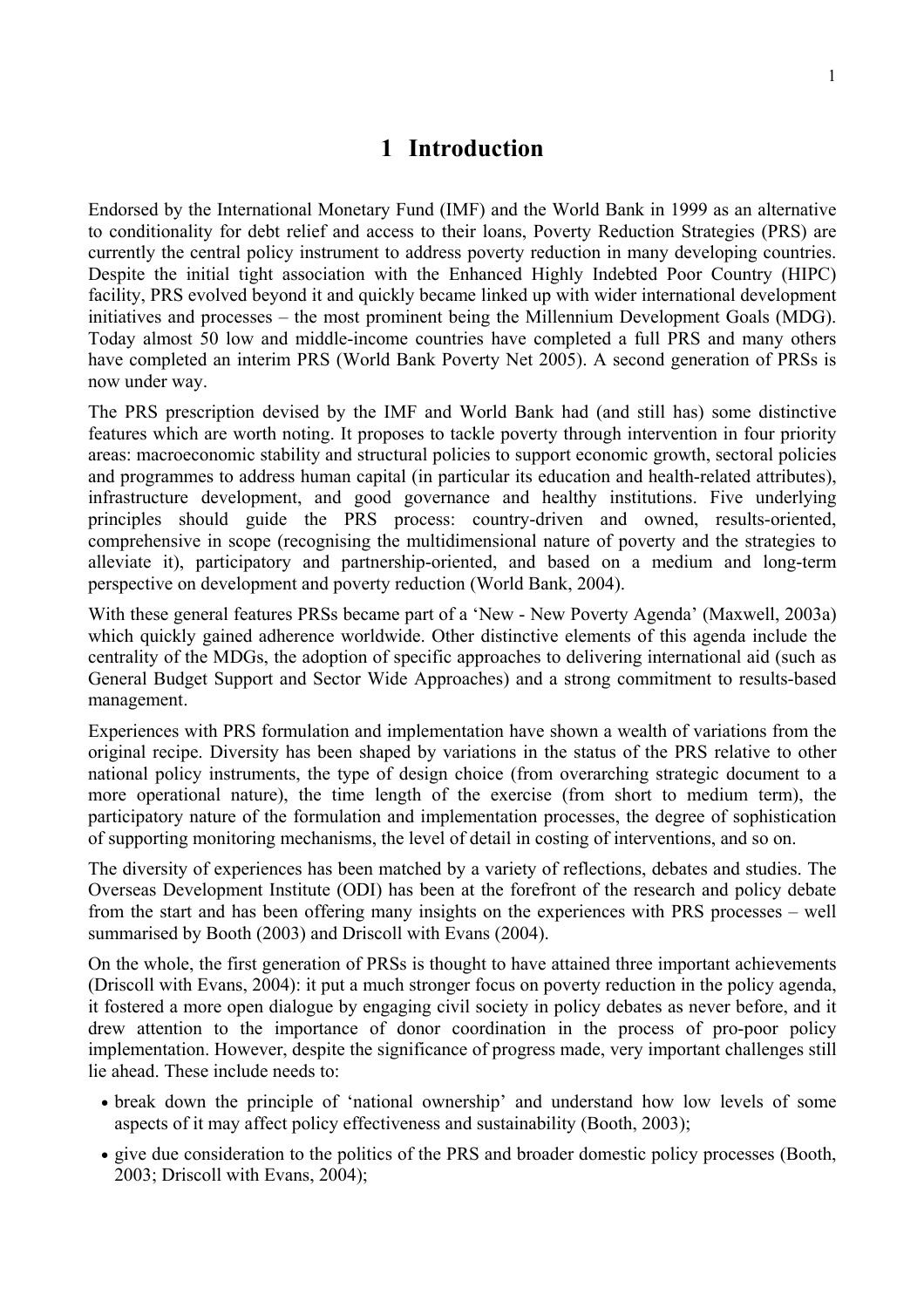# 1 Introduction

Endorsed by the International Monetary Fund (IMF) and the World Bank in 1999 as an alternative to conditionality for debt relief and access to their loans, Poverty Reduction Strategies (PRS) are currently the central policy instrument to address poverty reduction in many developing countries. Despite the initial tight association with the Enhanced Highly Indebted Poor Country (HIPC) facility, PRS evolved beyond it and quickly became linked up with wider international development initiatives and processes – the most prominent being the Millennium Development Goals (MDG). Today almost 50 low and middle-income countries have completed a full PRS and many others have completed an interim PRS (World Bank Poverty Net 2005). A second generation of PRSs is now under way.

The PRS prescription devised by the IMF and World Bank had (and still has) some distinctive features which are worth noting. It proposes to tackle poverty through intervention in four priority areas: macroeconomic stability and structural policies to support economic growth, sectoral policies and programmes to address human capital (in particular its education and health-related attributes), infrastructure development, and good governance and healthy institutions. Five underlying principles should guide the PRS process: country-driven and owned, results-oriented, comprehensive in scope (recognising the multidimensional nature of poverty and the strategies to alleviate it), participatory and partnership-oriented, and based on a medium and long-term perspective on development and poverty reduction (World Bank, 2004).

With these general features PRSs became part of a 'New - New Poverty Agenda' (Maxwell, 2003a) which quickly gained adherence worldwide. Other distinctive elements of this agenda include the centrality of the MDGs, the adoption of specific approaches to delivering international aid (such as General Budget Support and Sector Wide Approaches) and a strong commitment to results-based management.

Experiences with PRS formulation and implementation have shown a wealth of variations from the original recipe. Diversity has been shaped by variations in the status of the PRS relative to other national policy instruments, the type of design choice (from overarching strategic document to a more operational nature), the time length of the exercise (from short to medium term), the participatory nature of the formulation and implementation processes, the degree of sophistication of supporting monitoring mechanisms, the level of detail in costing of interventions, and so on.

The diversity of experiences has been matched by a variety of reflections, debates and studies. The Overseas Development Institute (ODI) has been at the forefront of the research and policy debate from the start and has been offering many insights on the experiences with PRS processes – well summarised by Booth (2003) and Driscoll with Evans (2004).

On the whole, the first generation of PRSs is thought to have attained three important achievements (Driscoll with Evans, 2004): it put a much stronger focus on poverty reduction in the policy agenda, it fostered a more open dialogue by engaging civil society in policy debates as never before, and it drew attention to the importance of donor coordination in the process of pro-poor policy implementation. However, despite the significance of progress made, very important challenges still lie ahead. These include needs to:

- break down the principle of 'national ownership' and understand how low levels of some aspects of it may affect policy effectiveness and sustainability (Booth, 2003);
- give due consideration to the politics of the PRS and broader domestic policy processes (Booth, 2003; Driscoll with Evans, 2004);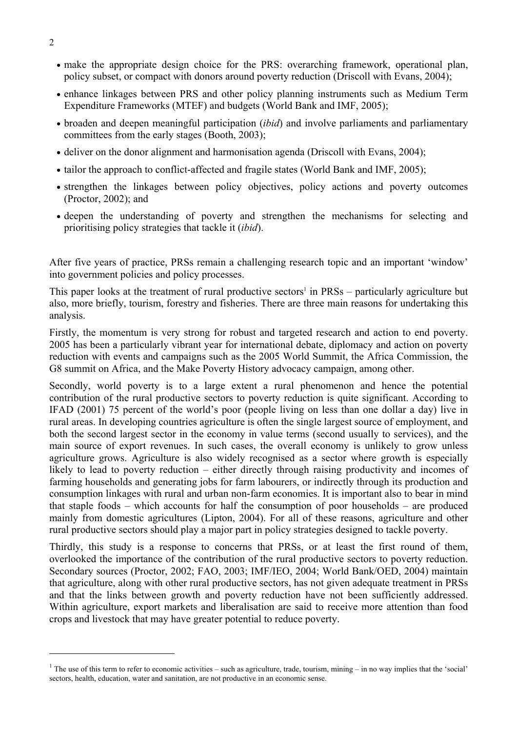- make the appropriate design choice for the PRS: overarching framework, operational plan, policy subset, or compact with donors around poverty reduction (Driscoll with Evans, 2004);
- enhance linkages between PRS and other policy planning instruments such as Medium Term Expenditure Frameworks (MTEF) and budgets (World Bank and IMF, 2005);
- broaden and deepen meaningful participation (*ibid*) and involve parliaments and parliamentary committees from the early stages (Booth, 2003);
- deliver on the donor alignment and harmonisation agenda (Driscoll with Evans, 2004);
- tailor the approach to conflict-affected and fragile states (World Bank and IMF, 2005);
- strengthen the linkages between policy objectives, policy actions and poverty outcomes (Proctor, 2002); and
- deepen the understanding of poverty and strengthen the mechanisms for selecting and prioritising policy strategies that tackle it (*ibid*).

After five years of practice, PRSs remain a challenging research topic and an important 'window' into government policies and policy processes.

This paper looks at the treatment of rural productive sectors[1] in PRSs – particularly agriculture but also, more briefly, tourism, forestry and fisheries. There are three main reasons for undertaking this analysis.

Firstly, the momentum is very strong for robust and targeted research and action to end poverty. 2005 has been a particularly vibrant year for international debate, diplomacy and action on poverty reduction with events and campaigns such as the 2005 World Summit, the Africa Commission, the G8 summit on Africa, and the Make Poverty History advocacy campaign, among other.

Secondly, world poverty is to a large extent a rural phenomenon and hence the potential contribution of the rural productive sectors to poverty reduction is quite significant. According to IFAD (2001) 75 percent of the world's poor (people living on less than one dollar a day) live in rural areas. In developing countries agriculture is often the single largest source of employment, and both the second largest sector in the economy in value terms (second usually to services), and the main source of export revenues. In such cases, the overall economy is unlikely to grow unless agriculture grows. Agriculture is also widely recognised as a sector where growth is especially likely to lead to poverty reduction – either directly through raising productivity and incomes of farming households and generating jobs for farm labourers, or indirectly through its production and consumption linkages with rural and urban non-farm economies. It is important also to bear in mind that staple foods – which accounts for half the consumption of poor households – are produced mainly from domestic agricultures (Lipton, 2004). For all of these reasons, agriculture and other rural productive sectors should play a major part in policy strategies designed to tackle poverty.

Thirdly, this study is a response to concerns that PRSs, or at least the first round of them, overlooked the importance of the contribution of the rural productive sectors to poverty reduction. Secondary sources (Proctor, 2002; FAO, 2003; IMF/IEO, 2004; World Bank/OED, 2004) maintain that agriculture, along with other rural productive sectors, has not given adequate treatment in PRSs and that the links between growth and poverty reduction have not been sufficiently addressed. Within agriculture, export markets and liberalisation are said to receive more attention than food crops and livestock that may have greater potential to reduce poverty.

---

[1] The use of this term to refer to economic activities – such as agriculture, trade, tourism, mining – in no way implies that the 'social' sectors, health, education, water and sanitation, are not productive in an economic sense.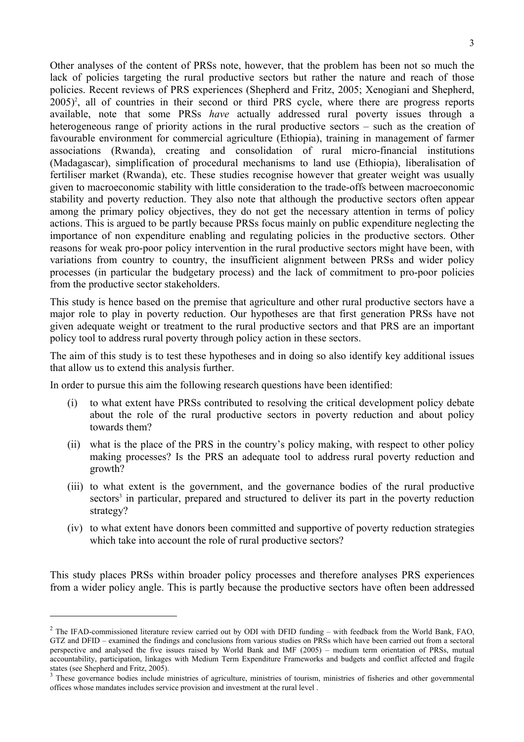Other analyses of the content of PRSs note, however, that the problem has been not so much the lack of policies targeting the rural productive sectors but rather the nature and reach of those policies. Recent reviews of PRS experiences (Shepherd and Fritz, 2005; Xenogiani and Shepherd, 2005)[2], all of countries in their second or third PRS cycle, where there are progress reports available, note that some PRSs *have* actually addressed rural poverty issues through a heterogeneous range of priority actions in the rural productive sectors – such as the creation of favourable environment for commercial agriculture (Ethiopia), training in management of farmer associations (Rwanda), creating and consolidation of rural micro-financial institutions (Madagascar), simplification of procedural mechanisms to land use (Ethiopia), liberalisation of fertiliser market (Rwanda), etc. These studies recognise however that greater weight was usually given to macroeconomic stability with little consideration to the trade-offs between macroeconomic stability and poverty reduction. They also note that although the productive sectors often appear among the primary policy objectives, they do not get the necessary attention in terms of policy actions. This is argued to be partly because PRSs focus mainly on public expenditure neglecting the importance of non expenditure enabling and regulating policies in the productive sectors. Other reasons for weak pro-poor policy intervention in the rural productive sectors might have been, with variations from country to country, the insufficient alignment between PRSs and wider policy processes (in particular the budgetary process) and the lack of commitment to pro-poor policies from the productive sector stakeholders.

This study is hence based on the premise that agriculture and other rural productive sectors have a major role to play in poverty reduction. Our hypotheses are that first generation PRSs have not given adequate weight or treatment to the rural productive sectors and that PRS are an important policy tool to address rural poverty through policy action in these sectors.

The aim of this study is to test these hypotheses and in doing so also identify key additional issues that allow us to extend this analysis further.

In order to pursue this aim the following research questions have been identified:

(i) to what extent have PRSs contributed to resolving the critical development policy debate about the role of the rural productive sectors in poverty reduction and about policy towards them?

(ii) what is the place of the PRS in the country's policy making, with respect to other policy making processes? Is the PRS an adequate tool to address rural poverty reduction and growth?

(iii) to what extent is the government, and the governance bodies of the rural productive sectors[3] in particular, prepared and structured to deliver its part in the poverty reduction strategy?

(iv) to what extent have donors been committed and supportive of poverty reduction strategies which take into account the role of rural productive sectors?

This study places PRSs within broader policy processes and therefore analyses PRS experiences from a wider policy angle. This is partly because the productive sectors have often been addressed

[2] The IFAD-commissioned literature review carried out by ODI with DFID funding – with feedback from the World Bank, FAO, GTZ and DFID – examined the findings and conclusions from various studies on PRSs which have been carried out from a sectoral perspective and analysed the five issues raised by World Bank and IMF (2005) – medium term orientation of PRSs, mutual accountability, participation, linkages with Medium Term Expenditure Frameworks and budgets and conflict affected and fragile states (see Shepherd and Fritz, 2005).

[3] These governance bodies include ministries of agriculture, ministries of tourism, ministries of fisheries and other governmental offices whose mandates includes service provision and investment at the rural level .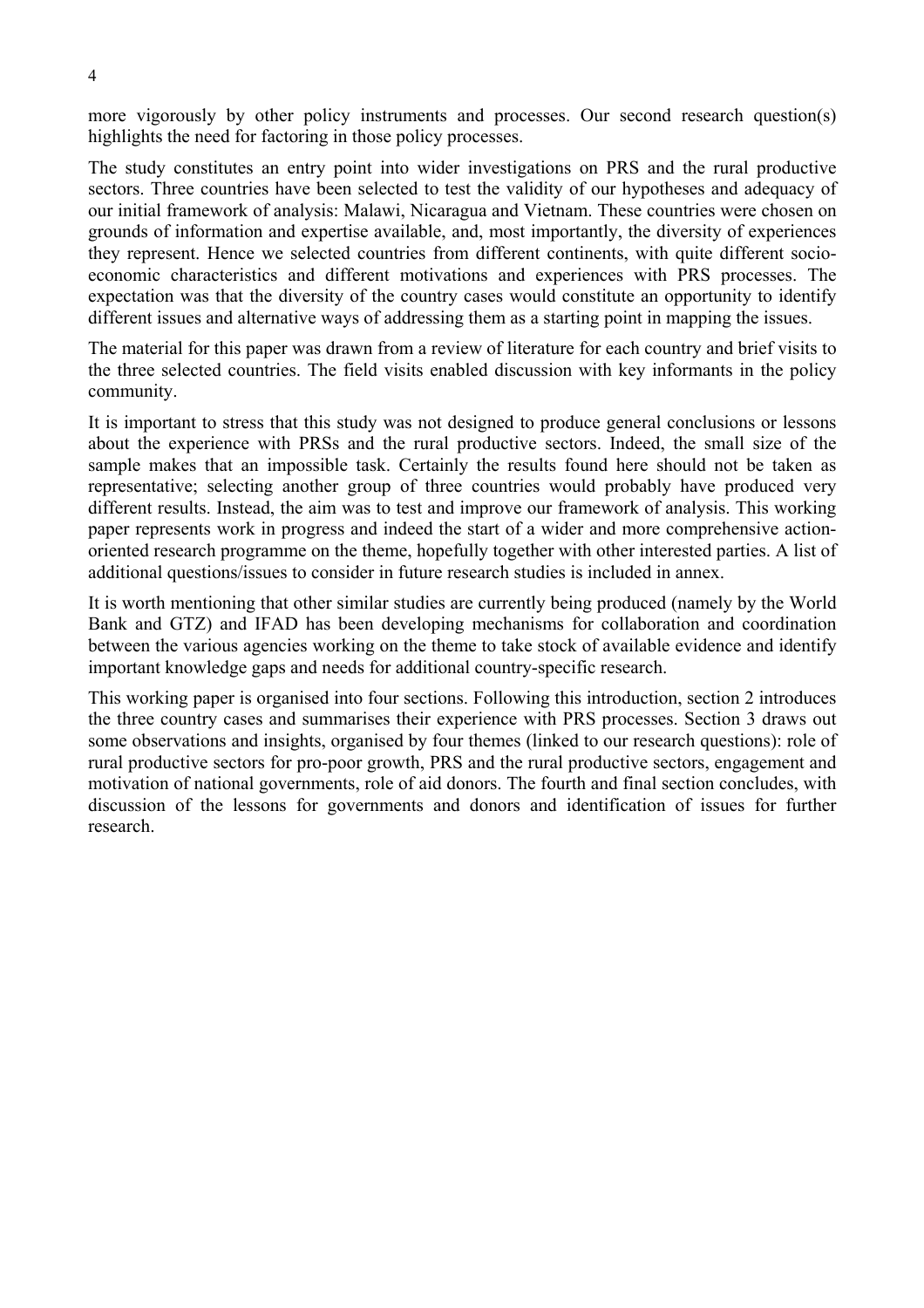more vigorously by other policy instruments and processes. Our second research question(s) highlights the need for factoring in those policy processes.

The study constitutes an entry point into wider investigations on PRS and the rural productive sectors. Three countries have been selected to test the validity of our hypotheses and adequacy of our initial framework of analysis: Malawi, Nicaragua and Vietnam. These countries were chosen on grounds of information and expertise available, and, most importantly, the diversity of experiences they represent. Hence we selected countries from different continents, with quite different socio-economic characteristics and different motivations and experiences with PRS processes. The expectation was that the diversity of the country cases would constitute an opportunity to identify different issues and alternative ways of addressing them as a starting point in mapping the issues.

The material for this paper was drawn from a review of literature for each country and brief visits to the three selected countries. The field visits enabled discussion with key informants in the policy community.

It is important to stress that this study was not designed to produce general conclusions or lessons about the experience with PRSs and the rural productive sectors. Indeed, the small size of the sample makes that an impossible task. Certainly the results found here should not be taken as representative; selecting another group of three countries would probably have produced very different results. Instead, the aim was to test and improve our framework of analysis. This working paper represents work in progress and indeed the start of a wider and more comprehensive action-oriented research programme on the theme, hopefully together with other interested parties. A list of additional questions/issues to consider in future research studies is included in annex.

It is worth mentioning that other similar studies are currently being produced (namely by the World Bank and GTZ) and IFAD has been developing mechanisms for collaboration and coordination between the various agencies working on the theme to take stock of available evidence and identify important knowledge gaps and needs for additional country-specific research.

This working paper is organised into four sections. Following this introduction, section 2 introduces the three country cases and summarises their experience with PRS processes. Section 3 draws out some observations and insights, organised by four themes (linked to our research questions): role of rural productive sectors for pro-poor growth, PRS and the rural productive sectors, engagement and motivation of national governments, role of aid donors. The fourth and final section concludes, with discussion of the lessons for governments and donors and identification of issues for further research.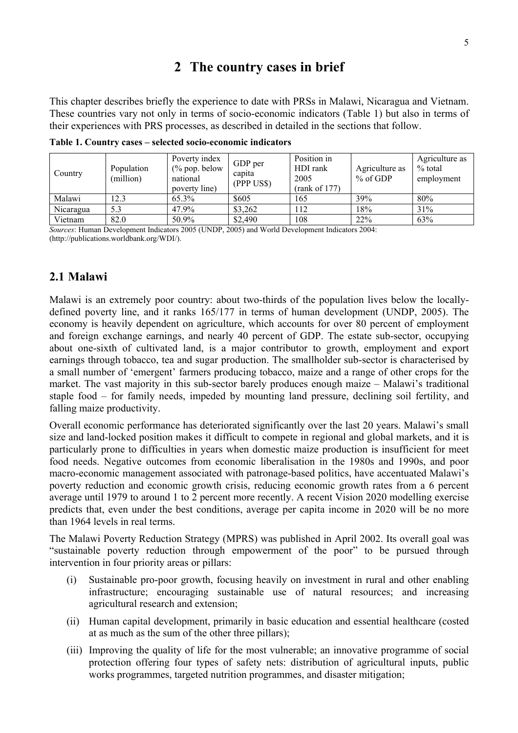# 2 The country cases in brief

This chapter describes briefly the experience to date with PRSs in Malawi, Nicaragua and Vietnam. These countries vary not only in terms of socio-economic indicators (Table 1) but also in terms of their experiences with PRS processes, as described in detailed in the sections that follow.

**Table 1. Country cases – selected socio-economic indicators**

| Country | Population (million) | Poverty index (% pop. below national poverty line) | GDP per capita (PPP US$) | Position in HDI rank 2005 (rank of 177) | Agriculture as % of GDP | Agriculture as % total employment |
|---|---|---|---|---|---|---|
| Malawi | 12.3 | 65.3% | $605 | 165 | 39% | 80% |
| Nicaragua | 5.3 | 47.9% | $3,262 | 112 | 18% | 31% |
| Vietnam | 82.0 | 50.9% | $2,490 | 108 | 22% | 63% |

*Sources*: Human Development Indicators 2005 (UNDP, 2005) and World Development Indicators 2004: (http://publications.worldbank.org/WDI/).

## 2.1 Malawi

Malawi is an extremely poor country: about two-thirds of the population lives below the locally-defined poverty line, and it ranks 165/177 in terms of human development (UNDP, 2005). The economy is heavily dependent on agriculture, which accounts for over 80 percent of employment and foreign exchange earnings, and nearly 40 percent of GDP. The estate sub-sector, occupying about one-sixth of cultivated land, is a major contributor to growth, employment and export earnings through tobacco, tea and sugar production. The smallholder sub-sector is characterised by a small number of 'emergent' farmers producing tobacco, maize and a range of other crops for the market. The vast majority in this sub-sector barely produces enough maize – Malawi's traditional staple food – for family needs, impeded by mounting land pressure, declining soil fertility, and falling maize productivity.

Overall economic performance has deteriorated significantly over the last 20 years. Malawi's small size and land-locked position makes it difficult to compete in regional and global markets, and it is particularly prone to difficulties in years when domestic maize production is insufficient for meet food needs. Negative outcomes from economic liberalisation in the 1980s and 1990s, and poor macro-economic management associated with patronage-based politics, have accentuated Malawi's poverty reduction and economic growth crisis, reducing economic growth rates from a 6 percent average until 1979 to around 1 to 2 percent more recently. A recent Vision 2020 modelling exercise predicts that, even under the best conditions, average per capita income in 2020 will be no more than 1964 levels in real terms.

The Malawi Poverty Reduction Strategy (MPRS) was published in April 2002. Its overall goal was "sustainable poverty reduction through empowerment of the poor" to be pursued through intervention in four priority areas or pillars:

(i) Sustainable pro-poor growth, focusing heavily on investment in rural and other enabling infrastructure; encouraging sustainable use of natural resources; and increasing agricultural research and extension;

(ii) Human capital development, primarily in basic education and essential healthcare (costed at as much as the sum of the other three pillars);

(iii) Improving the quality of life for the most vulnerable; an innovative programme of social protection offering four types of safety nets: distribution of agricultural inputs, public works programmes, targeted nutrition programmes, and disaster mitigation;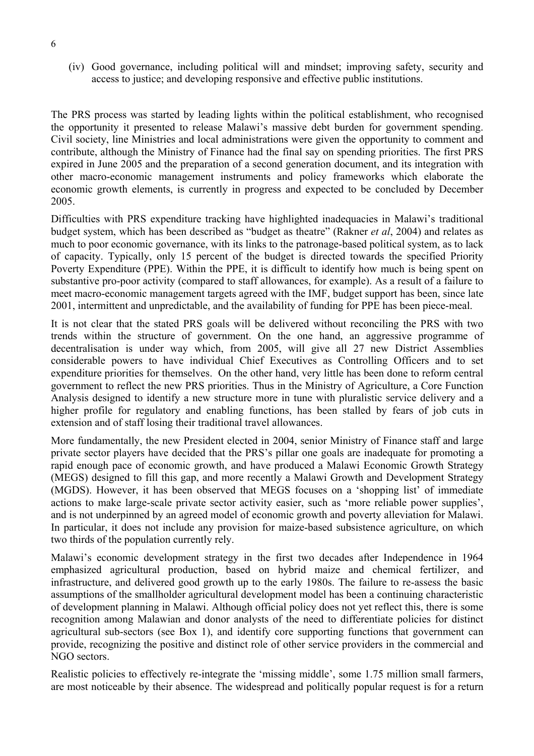(iv) Good governance, including political will and mindset; improving safety, security and access to justice; and developing responsive and effective public institutions.

The PRS process was started by leading lights within the political establishment, who recognised the opportunity it presented to release Malawi's massive debt burden for government spending. Civil society, line Ministries and local administrations were given the opportunity to comment and contribute, although the Ministry of Finance had the final say on spending priorities. The first PRS expired in June 2005 and the preparation of a second generation document, and its integration with other macro-economic management instruments and policy frameworks which elaborate the economic growth elements, is currently in progress and expected to be concluded by December 2005.

Difficulties with PRS expenditure tracking have highlighted inadequacies in Malawi's traditional budget system, which has been described as "budget as theatre" (Rakner *et al*, 2004) and relates as much to poor economic governance, with its links to the patronage-based political system, as to lack of capacity. Typically, only 15 percent of the budget is directed towards the specified Priority Poverty Expenditure (PPE). Within the PPE, it is difficult to identify how much is being spent on substantive pro-poor activity (compared to staff allowances, for example). As a result of a failure to meet macro-economic management targets agreed with the IMF, budget support has been, since late 2001, intermittent and unpredictable, and the availability of funding for PPE has been piece-meal.

It is not clear that the stated PRS goals will be delivered without reconciling the PRS with two trends within the structure of government. On the one hand, an aggressive programme of decentralisation is under way which, from 2005, will give all 27 new District Assemblies considerable powers to have individual Chief Executives as Controlling Officers and to set expenditure priorities for themselves. On the other hand, very little has been done to reform central government to reflect the new PRS priorities. Thus in the Ministry of Agriculture, a Core Function Analysis designed to identify a new structure more in tune with pluralistic service delivery and a higher profile for regulatory and enabling functions, has been stalled by fears of job cuts in extension and of staff losing their traditional travel allowances.

More fundamentally, the new President elected in 2004, senior Ministry of Finance staff and large private sector players have decided that the PRS's pillar one goals are inadequate for promoting a rapid enough pace of economic growth, and have produced a Malawi Economic Growth Strategy (MEGS) designed to fill this gap, and more recently a Malawi Growth and Development Strategy (MGDS). However, it has been observed that MEGS focuses on a 'shopping list' of immediate actions to make large-scale private sector activity easier, such as 'more reliable power supplies', and is not underpinned by an agreed model of economic growth and poverty alleviation for Malawi. In particular, it does not include any provision for maize-based subsistence agriculture, on which two thirds of the population currently rely.

Malawi's economic development strategy in the first two decades after Independence in 1964 emphasized agricultural production, based on hybrid maize and chemical fertilizer, and infrastructure, and delivered good growth up to the early 1980s. The failure to re-assess the basic assumptions of the smallholder agricultural development model has been a continuing characteristic of development planning in Malawi. Although official policy does not yet reflect this, there is some recognition among Malawian and donor analysts of the need to differentiate policies for distinct agricultural sub-sectors (see Box 1), and identify core supporting functions that government can provide, recognizing the positive and distinct role of other service providers in the commercial and NGO sectors.

Realistic policies to effectively re-integrate the 'missing middle', some 1.75 million small farmers, are most noticeable by their absence. The widespread and politically popular request is for a return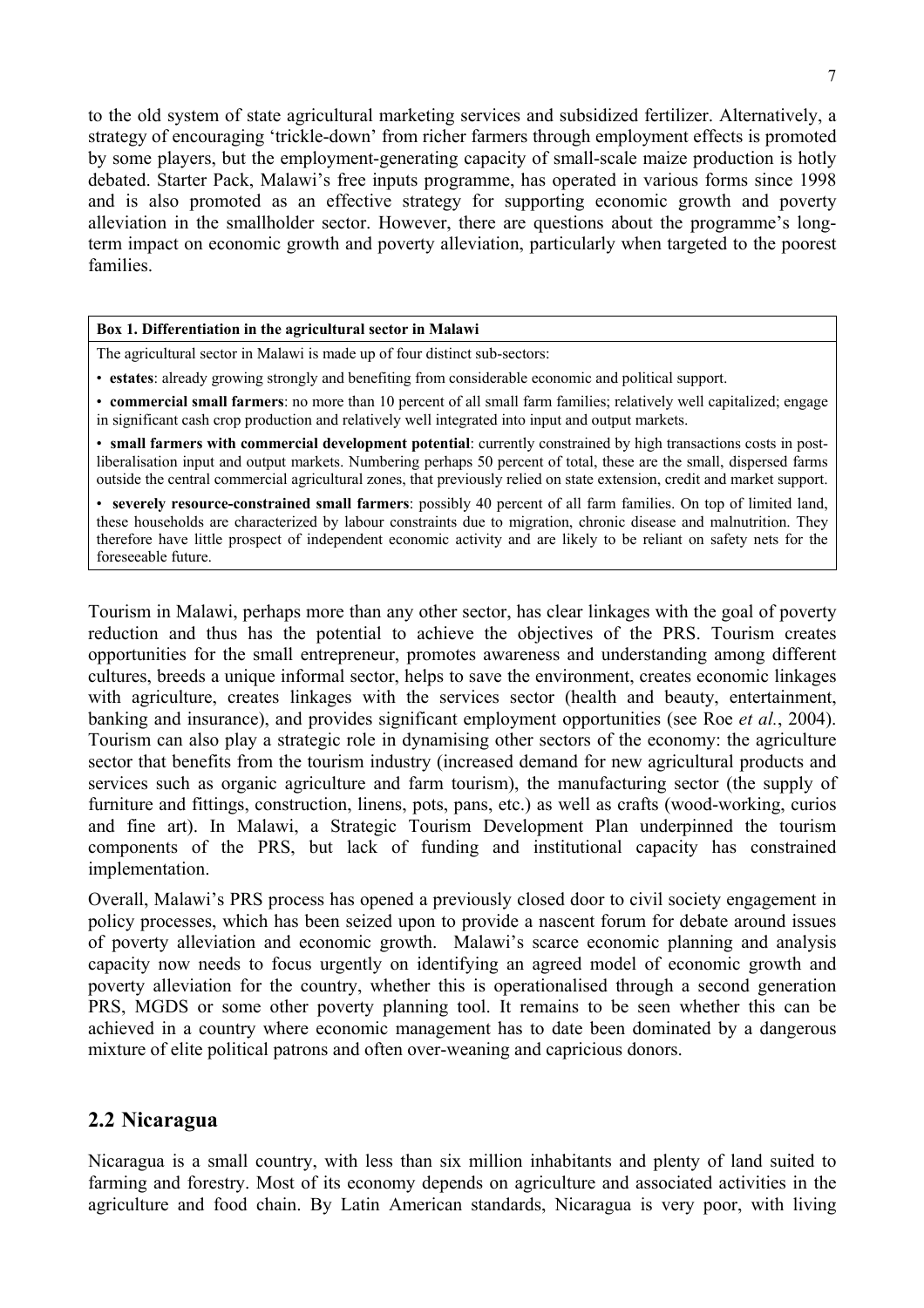to the old system of state agricultural marketing services and subsidized fertilizer. Alternatively, a strategy of encouraging 'trickle-down' from richer farmers through employment effects is promoted by some players, but the employment-generating capacity of small-scale maize production is hotly debated. Starter Pack, Malawi's free inputs programme, has operated in various forms since 1998 and is also promoted as an effective strategy for supporting economic growth and poverty alleviation in the smallholder sector. However, there are questions about the programme's long-term impact on economic growth and poverty alleviation, particularly when targeted to the poorest families.

> **Box 1. Differentiation in the agricultural sector in Malawi**
>
> The agricultural sector in Malawi is made up of four distinct sub-sectors:
>
> - **estates**: already growing strongly and benefiting from considerable economic and political support.
> - **commercial small farmers**: no more than 10 percent of all small farm families; relatively well capitalized; engage in significant cash crop production and relatively well integrated into input and output markets.
> - **small farmers with commercial development potential**: currently constrained by high transactions costs in post-liberalisation input and output markets. Numbering perhaps 50 percent of total, these are the small, dispersed farms outside the central commercial agricultural zones, that previously relied on state extension, credit and market support.
> - **severely resource-constrained small farmers**: possibly 40 percent of all farm families. On top of limited land, these households are characterized by labour constraints due to migration, chronic disease and malnutrition. They therefore have little prospect of independent economic activity and are likely to be reliant on safety nets for the foreseeable future.

Tourism in Malawi, perhaps more than any other sector, has clear linkages with the goal of poverty reduction and thus has the potential to achieve the objectives of the PRS. Tourism creates opportunities for the small entrepreneur, promotes awareness and understanding among different cultures, breeds a unique informal sector, helps to save the environment, creates economic linkages with agriculture, creates linkages with the services sector (health and beauty, entertainment, banking and insurance), and provides significant employment opportunities (see Roe *et al.*, 2004). Tourism can also play a strategic role in dynamising other sectors of the economy: the agriculture sector that benefits from the tourism industry (increased demand for new agricultural products and services such as organic agriculture and farm tourism), the manufacturing sector (the supply of furniture and fittings, construction, linens, pots, pans, etc.) as well as crafts (wood-working, curios and fine art). In Malawi, a Strategic Tourism Development Plan underpinned the tourism components of the PRS, but lack of funding and institutional capacity has constrained implementation.

Overall, Malawi's PRS process has opened a previously closed door to civil society engagement in policy processes, which has been seized upon to provide a nascent forum for debate around issues of poverty alleviation and economic growth. Malawi's scarce economic planning and analysis capacity now needs to focus urgently on identifying an agreed model of economic growth and poverty alleviation for the country, whether this is operationalised through a second generation PRS, MGDS or some other poverty planning tool. It remains to be seen whether this can be achieved in a country where economic management has to date been dominated by a dangerous mixture of elite political patrons and often over-weaning and capricious donors.

## 2.2 Nicaragua

Nicaragua is a small country, with less than six million inhabitants and plenty of land suited to farming and forestry. Most of its economy depends on agriculture and associated activities in the agriculture and food chain. By Latin American standards, Nicaragua is very poor, with living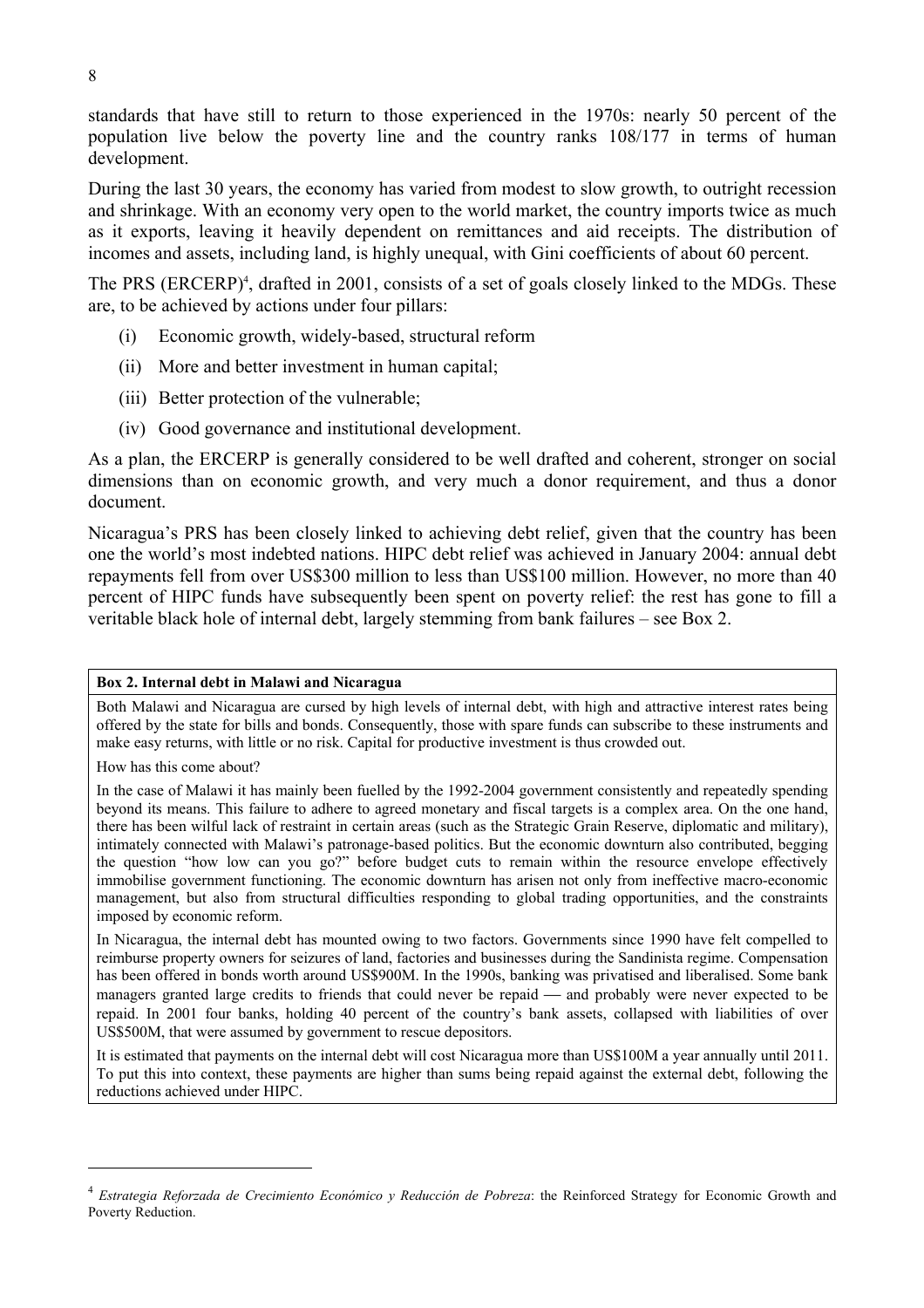standards that have still to return to those experienced in the 1970s: nearly 50 percent of the population live below the poverty line and the country ranks 108/177 in terms of human development.

During the last 30 years, the economy has varied from modest to slow growth, to outright recession and shrinkage. With an economy very open to the world market, the country imports twice as much as it exports, leaving it heavily dependent on remittances and aid receipts. The distribution of incomes and assets, including land, is highly unequal, with Gini coefficients of about 60 percent.

The PRS (ERCERP)[4], drafted in 2001, consists of a set of goals closely linked to the MDGs. These are, to be achieved by actions under four pillars:

(i) Economic growth, widely-based, structural reform

(ii) More and better investment in human capital;

(iii) Better protection of the vulnerable;

(iv) Good governance and institutional development.

As a plan, the ERCERP is generally considered to be well drafted and coherent, stronger on social dimensions than on economic growth, and very much a donor requirement, and thus a donor document.

Nicaragua's PRS has been closely linked to achieving debt relief, given that the country has been one the world's most indebted nations. HIPC debt relief was achieved in January 2004: annual debt repayments fell from over US$300 million to less than US$100 million. However, no more than 40 percent of HIPC funds have subsequently been spent on poverty relief: the rest has gone to fill a veritable black hole of internal debt, largely stemming from bank failures – see Box 2.

**Box 2. Internal debt in Malawi and Nicaragua**

Both Malawi and Nicaragua are cursed by high levels of internal debt, with high and attractive interest rates being offered by the state for bills and bonds. Consequently, those with spare funds can subscribe to these instruments and make easy returns, with little or no risk. Capital for productive investment is thus crowded out.

How has this come about?

In the case of Malawi it has mainly been fuelled by the 1992-2004 government consistently and repeatedly spending beyond its means. This failure to adhere to agreed monetary and fiscal targets is a complex area. On the one hand, there has been wilful lack of restraint in certain areas (such as the Strategic Grain Reserve, diplomatic and military), intimately connected with Malawi's patronage-based politics. But the economic downturn also contributed, begging the question "how low can you go?" before budget cuts to remain within the resource envelope effectively immobilise government functioning. The economic downturn has arisen not only from ineffective macro-economic management, but also from structural difficulties responding to global trading opportunities, and the constraints imposed by economic reform.

In Nicaragua, the internal debt has mounted owing to two factors. Governments since 1990 have felt compelled to reimburse property owners for seizures of land, factories and businesses during the Sandinista regime. Compensation has been offered in bonds worth around US$900M. In the 1990s, banking was privatised and liberalised. Some bank managers granted large credits to friends that could never be repaid — and probably were never expected to be repaid. In 2001 four banks, holding 40 percent of the country's bank assets, collapsed with liabilities of over US$500M, that were assumed by government to rescue depositors.

It is estimated that payments on the internal debt will cost Nicaragua more than US$100M a year annually until 2011. To put this into context, these payments are higher than sums being repaid against the external debt, following the reductions achieved under HIPC.

---

[4] *Estrategia Reforzada de Crecimiento Económico y Reducción de Pobreza*: the Reinforced Strategy for Economic Growth and Poverty Reduction.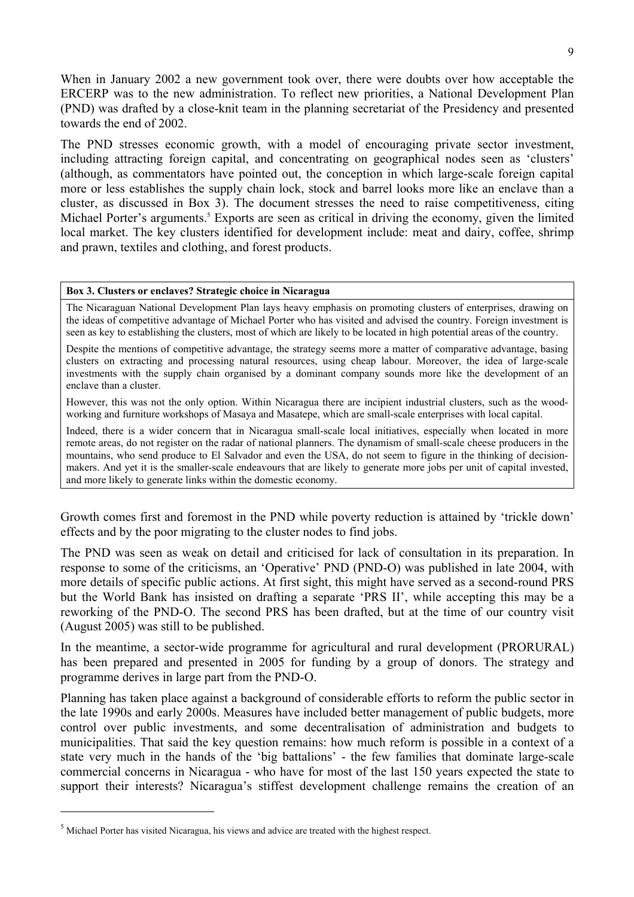When in January 2002 a new government took over, there were doubts over how acceptable the ERCERP was to the new administration. To reflect new priorities, a National Development Plan (PND) was drafted by a close-knit team in the planning secretariat of the Presidency and presented towards the end of 2002.

The PND stresses economic growth, with a model of encouraging private sector investment, including attracting foreign capital, and concentrating on geographical nodes seen as 'clusters' (although, as commentators have pointed out, the conception in which large-scale foreign capital more or less establishes the supply chain lock, stock and barrel looks more like an enclave than a cluster, as discussed in Box 3). The document stresses the need to raise competitiveness, citing Michael Porter's arguments.[5] Exports are seen as critical in driving the economy, given the limited local market. The key clusters identified for development include: meat and dairy, coffee, shrimp and prawn, textiles and clothing, and forest products.

> **Box 3. Clusters or enclaves? Strategic choice in Nicaragua**
>
> The Nicaraguan National Development Plan lays heavy emphasis on promoting clusters of enterprises, drawing on the ideas of competitive advantage of Michael Porter who has visited and advised the country. Foreign investment is seen as key to establishing the clusters, most of which are likely to be located in high potential areas of the country.
>
> Despite the mentions of competitive advantage, the strategy seems more a matter of comparative advantage, basing clusters on extracting and processing natural resources, using cheap labour. Moreover, the idea of large-scale investments with the supply chain organised by a dominant company sounds more like the development of an enclave than a cluster.
>
> However, this was not the only option. Within Nicaragua there are incipient industrial clusters, such as the wood-working and furniture workshops of Masaya and Masatepe, which are small-scale enterprises with local capital.
>
> Indeed, there is a wider concern that in Nicaragua small-scale local initiatives, especially when located in more remote areas, do not register on the radar of national planners. The dynamism of small-scale cheese producers in the mountains, who send produce to El Salvador and even the USA, do not seem to figure in the thinking of decision-makers. And yet it is the smaller-scale endeavours that are likely to generate more jobs per unit of capital invested, and more likely to generate links within the domestic economy.

Growth comes first and foremost in the PND while poverty reduction is attained by 'trickle down' effects and by the poor migrating to the cluster nodes to find jobs.

The PND was seen as weak on detail and criticised for lack of consultation in its preparation. In response to some of the criticisms, an 'Operative' PND (PND-O) was published in late 2004, with more details of specific public actions. At first sight, this might have served as a second-round PRS but the World Bank has insisted on drafting a separate 'PRS II', while accepting this may be a reworking of the PND-O. The second PRS has been drafted, but at the time of our country visit (August 2005) was still to be published.

In the meantime, a sector-wide programme for agricultural and rural development (PRORURAL) has been prepared and presented in 2005 for funding by a group of donors. The strategy and programme derives in large part from the PND-O.

Planning has taken place against a background of considerable efforts to reform the public sector in the late 1990s and early 2000s. Measures have included better management of public budgets, more control over public investments, and some decentralisation of administration and budgets to municipalities. That said the key question remains: how much reform is possible in a context of a state very much in the hands of the 'big battalions' - the few families that dominate large-scale commercial concerns in Nicaragua - who have for most of the last 150 years expected the state to support their interests? Nicaragua's stiffest development challenge remains the creation of an

---

[5] Michael Porter has visited Nicaragua, his views and advice are treated with the highest respect.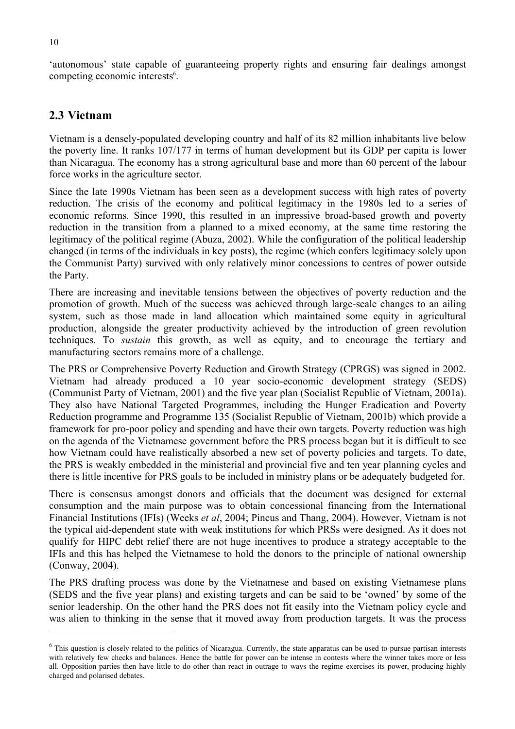'autonomous' state capable of guaranteeing property rights and ensuring fair dealings amongst competing economic interests[6].

## 2.3 Vietnam

Vietnam is a densely-populated developing country and half of its 82 million inhabitants live below the poverty line. It ranks 107/177 in terms of human development but its GDP per capita is lower than Nicaragua. The economy has a strong agricultural base and more than 60 percent of the labour force works in the agriculture sector.

Since the late 1990s Vietnam has been seen as a development success with high rates of poverty reduction. The crisis of the economy and political legitimacy in the 1980s led to a series of economic reforms. Since 1990, this resulted in an impressive broad-based growth and poverty reduction in the transition from a planned to a mixed economy, at the same time restoring the legitimacy of the political regime (Abuza, 2002). While the configuration of the political leadership changed (in terms of the individuals in key posts), the regime (which confers legitimacy solely upon the Communist Party) survived with only relatively minor concessions to centres of power outside the Party.

There are increasing and inevitable tensions between the objectives of poverty reduction and the promotion of growth. Much of the success was achieved through large-scale changes to an ailing system, such as those made in land allocation which maintained some equity in agricultural production, alongside the greater productivity achieved by the introduction of green revolution techniques. To *sustain* this growth, as well as equity, and to encourage the tertiary and manufacturing sectors remains more of a challenge.

The PRS or Comprehensive Poverty Reduction and Growth Strategy (CPRGS) was signed in 2002. Vietnam had already produced a 10 year socio-economic development strategy (SEDS) (Communist Party of Vietnam, 2001) and the five year plan (Socialist Republic of Vietnam, 2001a). They also have National Targeted Programmes, including the Hunger Eradication and Poverty Reduction programme and Programme 135 (Socialist Republic of Vietnam, 2001b) which provide a framework for pro-poor policy and spending and have their own targets. Poverty reduction was high on the agenda of the Vietnamese government before the PRS process began but it is difficult to see how Vietnam could have realistically absorbed a new set of poverty policies and targets. To date, the PRS is weakly embedded in the ministerial and provincial five and ten year planning cycles and there is little incentive for PRS goals to be included in ministry plans or be adequately budgeted for.

There is consensus amongst donors and officials that the document was designed for external consumption and the main purpose was to obtain concessional financing from the International Financial Institutions (IFIs) (Weeks *et al*, 2004; Pincus and Thang, 2004). However, Vietnam is not the typical aid-dependent state with weak institutions for which PRSs were designed. As it does not qualify for HIPC debt relief there are not huge incentives to produce a strategy acceptable to the IFIs and this has helped the Vietnamese to hold the donors to the principle of national ownership (Conway, 2004).

The PRS drafting process was done by the Vietnamese and based on existing Vietnamese plans (SEDS and the five year plans) and existing targets and can be said to be 'owned' by some of the senior leadership. On the other hand the PRS does not fit easily into the Vietnam policy cycle and was alien to thinking in the sense that it moved away from production targets. It was the process

---

[6] This question is closely related to the politics of Nicaragua. Currently, the state apparatus can be used to pursue partisan interests with relatively few checks and balances. Hence the battle for power can be intense in contests where the winner takes more or less all. Opposition parties then have little to do other than react in outrage to ways the regime exercises its power, producing highly charged and polarised debates.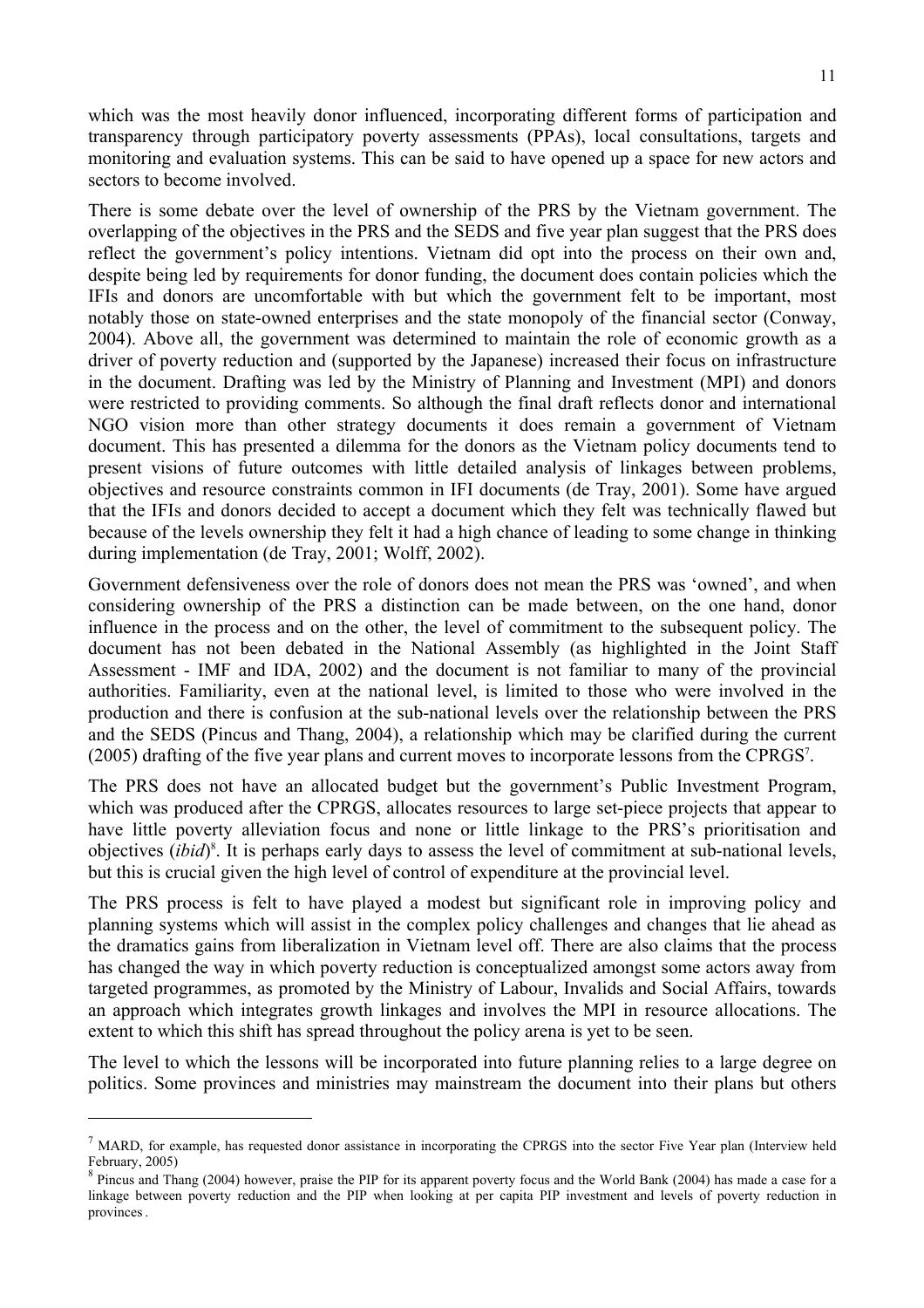which was the most heavily donor influenced, incorporating different forms of participation and transparency through participatory poverty assessments (PPAs), local consultations, targets and monitoring and evaluation systems. This can be said to have opened up a space for new actors and sectors to become involved.

There is some debate over the level of ownership of the PRS by the Vietnam government. The overlapping of the objectives in the PRS and the SEDS and five year plan suggest that the PRS does reflect the government's policy intentions. Vietnam did opt into the process on their own and, despite being led by requirements for donor funding, the document does contain policies which the IFIs and donors are uncomfortable with but which the government felt to be important, most notably those on state-owned enterprises and the state monopoly of the financial sector (Conway, 2004). Above all, the government was determined to maintain the role of economic growth as a driver of poverty reduction and (supported by the Japanese) increased their focus on infrastructure in the document. Drafting was led by the Ministry of Planning and Investment (MPI) and donors were restricted to providing comments. So although the final draft reflects donor and international NGO vision more than other strategy documents it does remain a government of Vietnam document. This has presented a dilemma for the donors as the Vietnam policy documents tend to present visions of future outcomes with little detailed analysis of linkages between problems, objectives and resource constraints common in IFI documents (de Tray, 2001). Some have argued that the IFIs and donors decided to accept a document which they felt was technically flawed but because of the levels ownership they felt it had a high chance of leading to some change in thinking during implementation (de Tray, 2001; Wolff, 2002).

Government defensiveness over the role of donors does not mean the PRS was 'owned', and when considering ownership of the PRS a distinction can be made between, on the one hand, donor influence in the process and on the other, the level of commitment to the subsequent policy. The document has not been debated in the National Assembly (as highlighted in the Joint Staff Assessment - IMF and IDA, 2002) and the document is not familiar to many of the provincial authorities. Familiarity, even at the national level, is limited to those who were involved in the production and there is confusion at the sub-national levels over the relationship between the PRS and the SEDS (Pincus and Thang, 2004), a relationship which may be clarified during the current (2005) drafting of the five year plans and current moves to incorporate lessons from the CPRGS[7].

The PRS does not have an allocated budget but the government's Public Investment Program, which was produced after the CPRGS, allocates resources to large set-piece projects that appear to have little poverty alleviation focus and none or little linkage to the PRS's prioritisation and objectives (*ibid*)[8]. It is perhaps early days to assess the level of commitment at sub-national levels, but this is crucial given the high level of control of expenditure at the provincial level.

The PRS process is felt to have played a modest but significant role in improving policy and planning systems which will assist in the complex policy challenges and changes that lie ahead as the dramatics gains from liberalization in Vietnam level off. There are also claims that the process has changed the way in which poverty reduction is conceptualized amongst some actors away from targeted programmes, as promoted by the Ministry of Labour, Invalids and Social Affairs, towards an approach which integrates growth linkages and involves the MPI in resource allocations. The extent to which this shift has spread throughout the policy arena is yet to be seen.

The level to which the lessons will be incorporated into future planning relies to a large degree on politics. Some provinces and ministries may mainstream the document into their plans but others

---

[7] MARD, for example, has requested donor assistance in incorporating the CPRGS into the sector Five Year plan (Interview held February, 2005)

[8] Pincus and Thang (2004) however, praise the PIP for its apparent poverty focus and the World Bank (2004) has made a case for a linkage between poverty reduction and the PIP when looking at per capita PIP investment and levels of poverty reduction in provinces.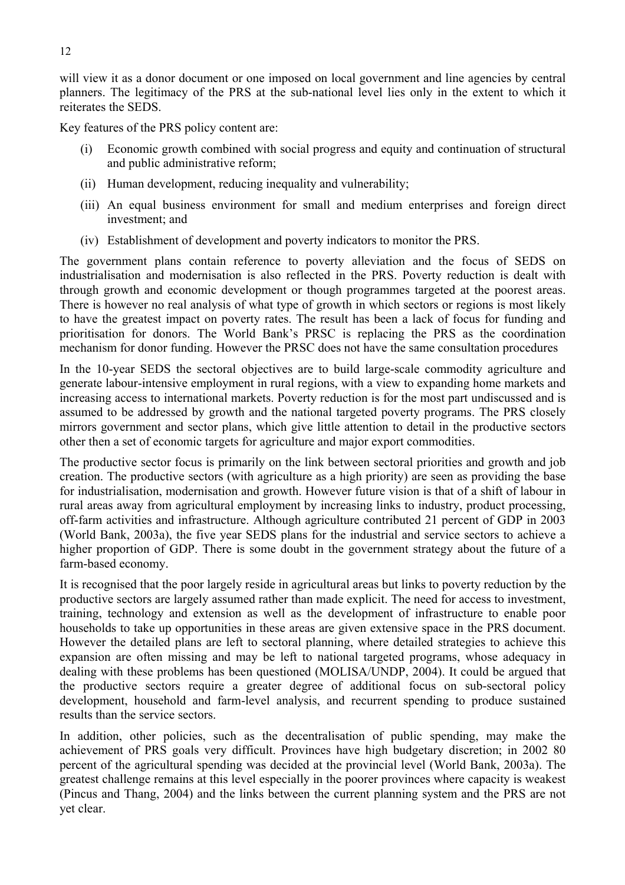will view it as a donor document or one imposed on local government and line agencies by central planners. The legitimacy of the PRS at the sub-national level lies only in the extent to which it reiterates the SEDS.

Key features of the PRS policy content are:

(i) Economic growth combined with social progress and equity and continuation of structural and public administrative reform;

(ii) Human development, reducing inequality and vulnerability;

(iii) An equal business environment for small and medium enterprises and foreign direct investment; and

(iv) Establishment of development and poverty indicators to monitor the PRS.

The government plans contain reference to poverty alleviation and the focus of SEDS on industrialisation and modernisation is also reflected in the PRS. Poverty reduction is dealt with through growth and economic development or though programmes targeted at the poorest areas. There is however no real analysis of what type of growth in which sectors or regions is most likely to have the greatest impact on poverty rates. The result has been a lack of focus for funding and prioritisation for donors. The World Bank's PRSC is replacing the PRS as the coordination mechanism for donor funding. However the PRSC does not have the same consultation procedures

In the 10-year SEDS the sectoral objectives are to build large-scale commodity agriculture and generate labour-intensive employment in rural regions, with a view to expanding home markets and increasing access to international markets. Poverty reduction is for the most part undiscussed and is assumed to be addressed by growth and the national targeted poverty programs. The PRS closely mirrors government and sector plans, which give little attention to detail in the productive sectors other then a set of economic targets for agriculture and major export commodities.

The productive sector focus is primarily on the link between sectoral priorities and growth and job creation. The productive sectors (with agriculture as a high priority) are seen as providing the base for industrialisation, modernisation and growth. However future vision is that of a shift of labour in rural areas away from agricultural employment by increasing links to industry, product processing, off-farm activities and infrastructure. Although agriculture contributed 21 percent of GDP in 2003 (World Bank, 2003a), the five year SEDS plans for the industrial and service sectors to achieve a higher proportion of GDP. There is some doubt in the government strategy about the future of a farm-based economy.

It is recognised that the poor largely reside in agricultural areas but links to poverty reduction by the productive sectors are largely assumed rather than made explicit. The need for access to investment, training, technology and extension as well as the development of infrastructure to enable poor households to take up opportunities in these areas are given extensive space in the PRS document. However the detailed plans are left to sectoral planning, where detailed strategies to achieve this expansion are often missing and may be left to national targeted programs, whose adequacy in dealing with these problems has been questioned (MOLISA/UNDP, 2004). It could be argued that the productive sectors require a greater degree of additional focus on sub-sectoral policy development, household and farm-level analysis, and recurrent spending to produce sustained results than the service sectors.

In addition, other policies, such as the decentralisation of public spending, may make the achievement of PRS goals very difficult. Provinces have high budgetary discretion; in 2002 80 percent of the agricultural spending was decided at the provincial level (World Bank, 2003a). The greatest challenge remains at this level especially in the poorer provinces where capacity is weakest (Pincus and Thang, 2004) and the links between the current planning system and the PRS are not yet clear.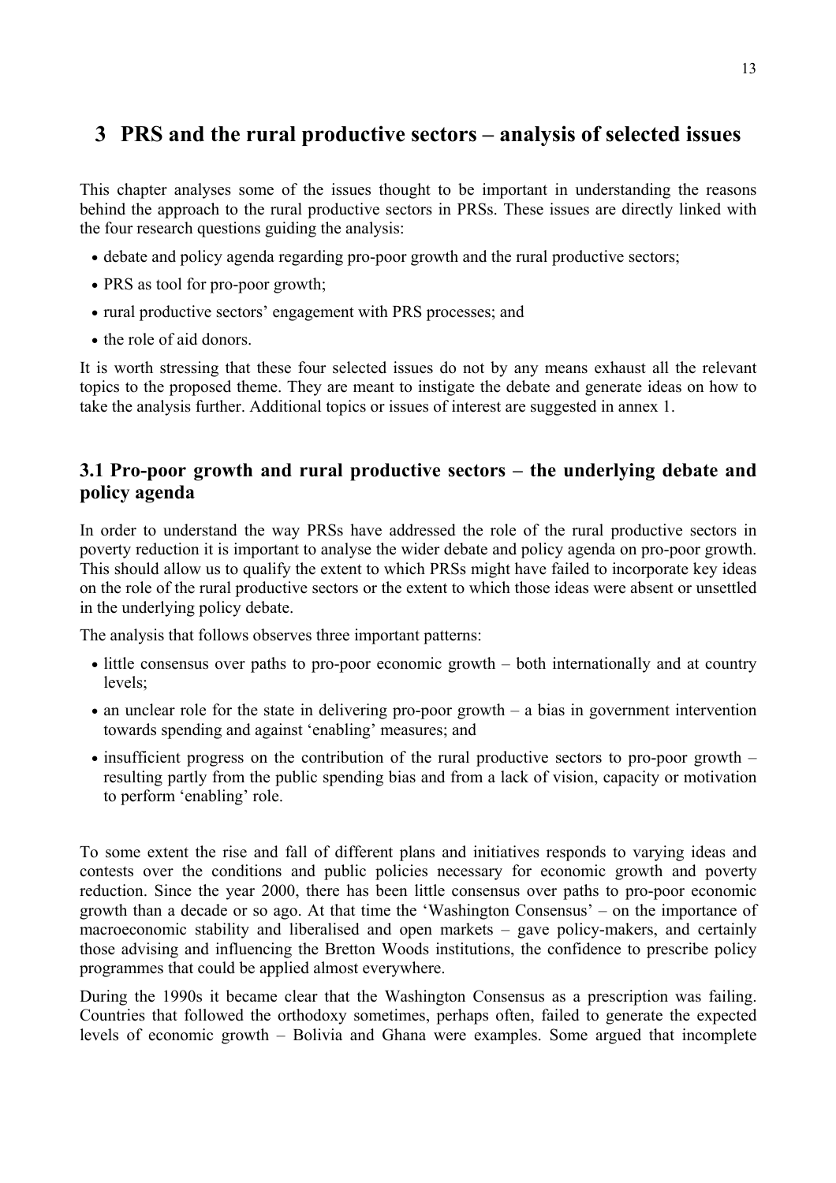# 3 PRS and the rural productive sectors – analysis of selected issues

This chapter analyses some of the issues thought to be important in understanding the reasons behind the approach to the rural productive sectors in PRSs. These issues are directly linked with the four research questions guiding the analysis:

- debate and policy agenda regarding pro-poor growth and the rural productive sectors;
- PRS as tool for pro-poor growth;
- rural productive sectors' engagement with PRS processes; and
- the role of aid donors.

It is worth stressing that these four selected issues do not by any means exhaust all the relevant topics to the proposed theme. They are meant to instigate the debate and generate ideas on how to take the analysis further. Additional topics or issues of interest are suggested in annex 1.

## 3.1 Pro-poor growth and rural productive sectors – the underlying debate and policy agenda

In order to understand the way PRSs have addressed the role of the rural productive sectors in poverty reduction it is important to analyse the wider debate and policy agenda on pro-poor growth. This should allow us to qualify the extent to which PRSs might have failed to incorporate key ideas on the role of the rural productive sectors or the extent to which those ideas were absent or unsettled in the underlying policy debate.

The analysis that follows observes three important patterns:

- little consensus over paths to pro-poor economic growth – both internationally and at country levels;
- an unclear role for the state in delivering pro-poor growth – a bias in government intervention towards spending and against 'enabling' measures; and
- insufficient progress on the contribution of the rural productive sectors to pro-poor growth – resulting partly from the public spending bias and from a lack of vision, capacity or motivation to perform 'enabling' role.

To some extent the rise and fall of different plans and initiatives responds to varying ideas and contests over the conditions and public policies necessary for economic growth and poverty reduction. Since the year 2000, there has been little consensus over paths to pro-poor economic growth than a decade or so ago. At that time the 'Washington Consensus' – on the importance of macroeconomic stability and liberalised and open markets – gave policy-makers, and certainly those advising and influencing the Bretton Woods institutions, the confidence to prescribe policy programmes that could be applied almost everywhere.

During the 1990s it became clear that the Washington Consensus as a prescription was failing. Countries that followed the orthodoxy sometimes, perhaps often, failed to generate the expected levels of economic growth – Bolivia and Ghana were examples. Some argued that incomplete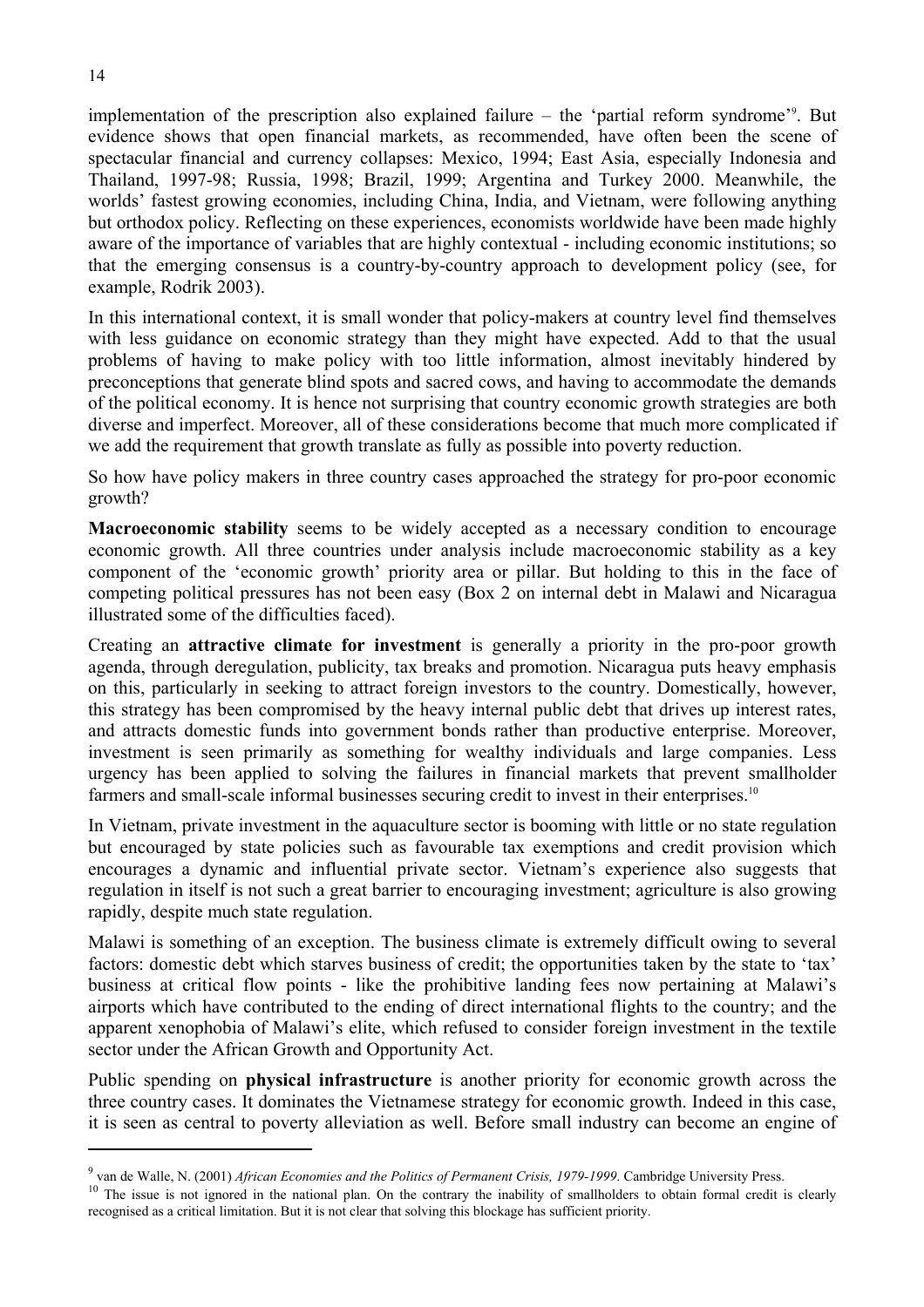implementation of the prescription also explained failure – the 'partial reform syndrome'[9]. But evidence shows that open financial markets, as recommended, have often been the scene of spectacular financial and currency collapses: Mexico, 1994; East Asia, especially Indonesia and Thailand, 1997-98; Russia, 1998; Brazil, 1999; Argentina and Turkey 2000. Meanwhile, the worlds' fastest growing economies, including China, India, and Vietnam, were following anything but orthodox policy. Reflecting on these experiences, economists worldwide have been made highly aware of the importance of variables that are highly contextual - including economic institutions; so that the emerging consensus is a country-by-country approach to development policy (see, for example, Rodrik 2003).

In this international context, it is small wonder that policy-makers at country level find themselves with less guidance on economic strategy than they might have expected. Add to that the usual problems of having to make policy with too little information, almost inevitably hindered by preconceptions that generate blind spots and sacred cows, and having to accommodate the demands of the political economy. It is hence not surprising that country economic growth strategies are both diverse and imperfect. Moreover, all of these considerations become that much more complicated if we add the requirement that growth translate as fully as possible into poverty reduction.

So how have policy makers in three country cases approached the strategy for pro-poor economic growth?

**Macroeconomic stability** seems to be widely accepted as a necessary condition to encourage economic growth. All three countries under analysis include macroeconomic stability as a key component of the 'economic growth' priority area or pillar. But holding to this in the face of competing political pressures has not been easy (Box 2 on internal debt in Malawi and Nicaragua illustrated some of the difficulties faced).

Creating an **attractive climate for investment** is generally a priority in the pro-poor growth agenda, through deregulation, publicity, tax breaks and promotion. Nicaragua puts heavy emphasis on this, particularly in seeking to attract foreign investors to the country. Domestically, however, this strategy has been compromised by the heavy internal public debt that drives up interest rates, and attracts domestic funds into government bonds rather than productive enterprise. Moreover, investment is seen primarily as something for wealthy individuals and large companies. Less urgency has been applied to solving the failures in financial markets that prevent smallholder farmers and small-scale informal businesses securing credit to invest in their enterprises.[10]

In Vietnam, private investment in the aquaculture sector is booming with little or no state regulation but encouraged by state policies such as favourable tax exemptions and credit provision which encourages a dynamic and influential private sector. Vietnam's experience also suggests that regulation in itself is not such a great barrier to encouraging investment; agriculture is also growing rapidly, despite much state regulation.

Malawi is something of an exception. The business climate is extremely difficult owing to several factors: domestic debt which starves business of credit; the opportunities taken by the state to 'tax' business at critical flow points - like the prohibitive landing fees now pertaining at Malawi's airports which have contributed to the ending of direct international flights to the country; and the apparent xenophobia of Malawi's elite, which refused to consider foreign investment in the textile sector under the African Growth and Opportunity Act.

Public spending on **physical infrastructure** is another priority for economic growth across the three country cases. It dominates the Vietnamese strategy for economic growth. Indeed in this case, it is seen as central to poverty alleviation as well. Before small industry can become an engine of

---

[9] van de Walle, N. (2001) *African Economies and the Politics of Permanent Crisis, 1979-1999*. Cambridge University Press.

[10] The issue is not ignored in the national plan. On the contrary the inability of smallholders to obtain formal credit is clearly recognised as a critical limitation. But it is not clear that solving this blockage has sufficient priority.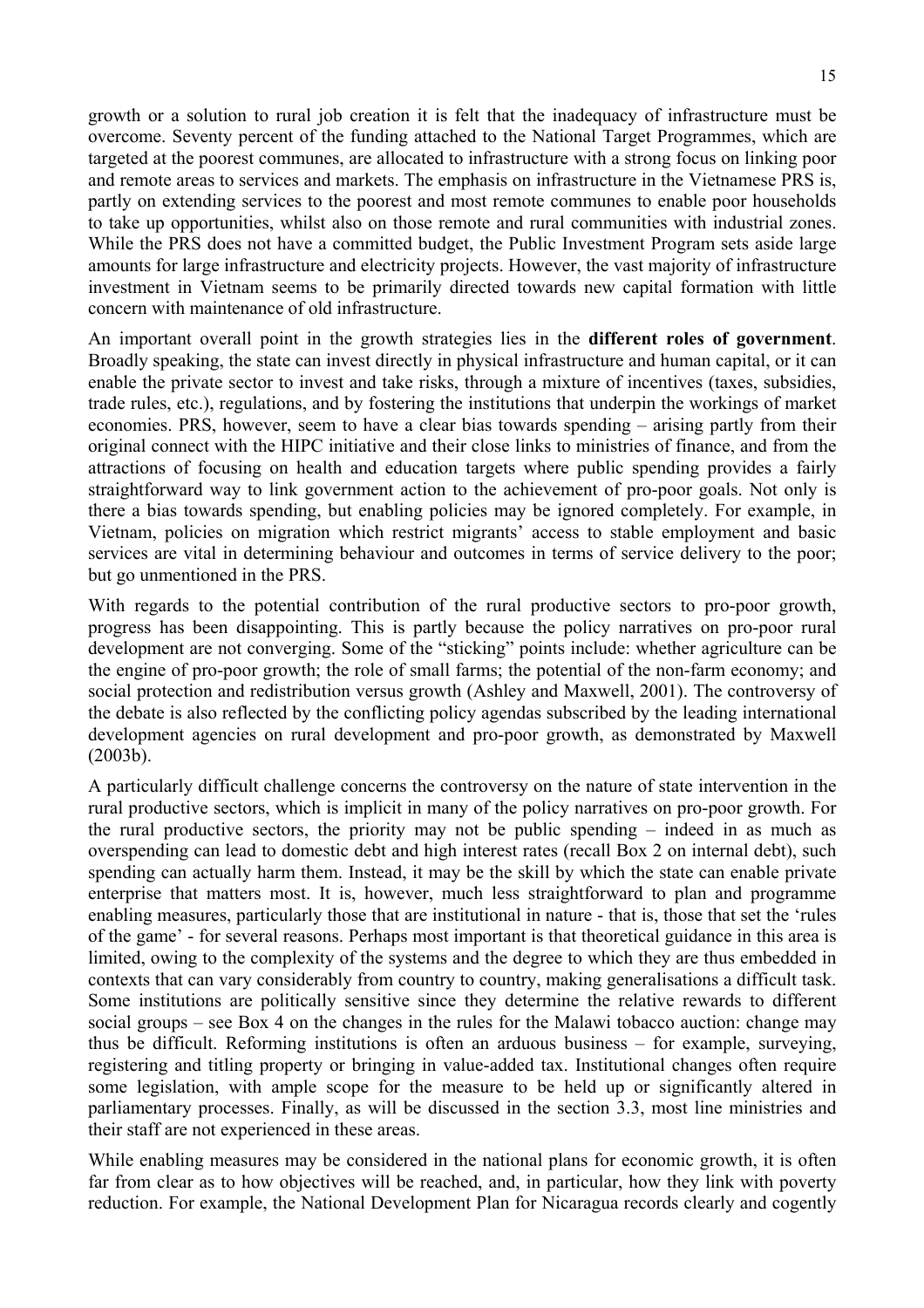growth or a solution to rural job creation it is felt that the inadequacy of infrastructure must be overcome. Seventy percent of the funding attached to the National Target Programmes, which are targeted at the poorest communes, are allocated to infrastructure with a strong focus on linking poor and remote areas to services and markets. The emphasis on infrastructure in the Vietnamese PRS is, partly on extending services to the poorest and most remote communes to enable poor households to take up opportunities, whilst also on those remote and rural communities with industrial zones. While the PRS does not have a committed budget, the Public Investment Program sets aside large amounts for large infrastructure and electricity projects. However, the vast majority of infrastructure investment in Vietnam seems to be primarily directed towards new capital formation with little concern with maintenance of old infrastructure.

An important overall point in the growth strategies lies in the **different roles of government**. Broadly speaking, the state can invest directly in physical infrastructure and human capital, or it can enable the private sector to invest and take risks, through a mixture of incentives (taxes, subsidies, trade rules, etc.), regulations, and by fostering the institutions that underpin the workings of market economies. PRS, however, seem to have a clear bias towards spending – arising partly from their original connect with the HIPC initiative and their close links to ministries of finance, and from the attractions of focusing on health and education targets where public spending provides a fairly straightforward way to link government action to the achievement of pro-poor goals. Not only is there a bias towards spending, but enabling policies may be ignored completely. For example, in Vietnam, policies on migration which restrict migrants' access to stable employment and basic services are vital in determining behaviour and outcomes in terms of service delivery to the poor; but go unmentioned in the PRS.

With regards to the potential contribution of the rural productive sectors to pro-poor growth, progress has been disappointing. This is partly because the policy narratives on pro-poor rural development are not converging. Some of the "sticking" points include: whether agriculture can be the engine of pro-poor growth; the role of small farms; the potential of the non-farm economy; and social protection and redistribution versus growth (Ashley and Maxwell, 2001). The controversy of the debate is also reflected by the conflicting policy agendas subscribed by the leading international development agencies on rural development and pro-poor growth, as demonstrated by Maxwell (2003b).

A particularly difficult challenge concerns the controversy on the nature of state intervention in the rural productive sectors, which is implicit in many of the policy narratives on pro-poor growth. For the rural productive sectors, the priority may not be public spending – indeed in as much as overspending can lead to domestic debt and high interest rates (recall Box 2 on internal debt), such spending can actually harm them. Instead, it may be the skill by which the state can enable private enterprise that matters most. It is, however, much less straightforward to plan and programme enabling measures, particularly those that are institutional in nature - that is, those that set the 'rules of the game' - for several reasons. Perhaps most important is that theoretical guidance in this area is limited, owing to the complexity of the systems and the degree to which they are thus embedded in contexts that can vary considerably from country to country, making generalisations a difficult task. Some institutions are politically sensitive since they determine the relative rewards to different social groups – see Box 4 on the changes in the rules for the Malawi tobacco auction: change may thus be difficult. Reforming institutions is often an arduous business – for example, surveying, registering and titling property or bringing in value-added tax. Institutional changes often require some legislation, with ample scope for the measure to be held up or significantly altered in parliamentary processes. Finally, as will be discussed in the section 3.3, most line ministries and their staff are not experienced in these areas.

While enabling measures may be considered in the national plans for economic growth, it is often far from clear as to how objectives will be reached, and, in particular, how they link with poverty reduction. For example, the National Development Plan for Nicaragua records clearly and cogently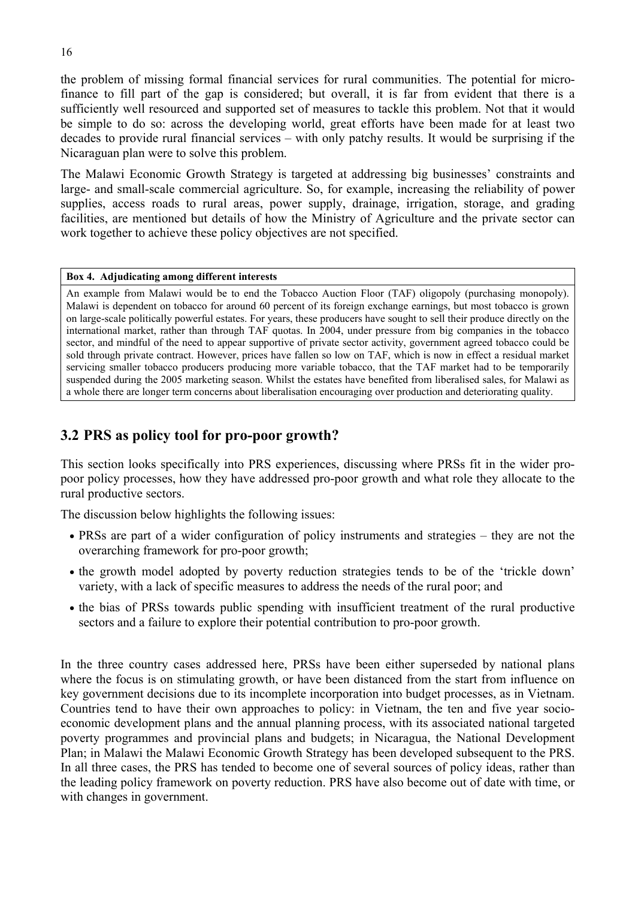the problem of missing formal financial services for rural communities. The potential for micro-finance to fill part of the gap is considered; but overall, it is far from evident that there is a sufficiently well resourced and supported set of measures to tackle this problem. Not that it would be simple to do so: across the developing world, great efforts have been made for at least two decades to provide rural financial services – with only patchy results. It would be surprising if the Nicaraguan plan were to solve this problem.

The Malawi Economic Growth Strategy is targeted at addressing big businesses' constraints and large- and small-scale commercial agriculture. So, for example, increasing the reliability of power supplies, access roads to rural areas, power supply, drainage, irrigation, storage, and grading facilities, are mentioned but details of how the Ministry of Agriculture and the private sector can work together to achieve these policy objectives are not specified.

> **Box 4. Adjudicating among different interests**
>
> An example from Malawi would be to end the Tobacco Auction Floor (TAF) oligopoly (purchasing monopoly). Malawi is dependent on tobacco for around 60 percent of its foreign exchange earnings, but most tobacco is grown on large-scale politically powerful estates. For years, these producers have sought to sell their produce directly on the international market, rather than through TAF quotas. In 2004, under pressure from big companies in the tobacco sector, and mindful of the need to appear supportive of private sector activity, government agreed tobacco could be sold through private contract. However, prices have fallen so low on TAF, which is now in effect a residual market servicing smaller tobacco producers producing more variable tobacco, that the TAF market had to be temporarily suspended during the 2005 marketing season. Whilst the estates have benefited from liberalised sales, for Malawi as a whole there are longer term concerns about liberalisation encouraging over production and deteriorating quality.

## 3.2 PRS as policy tool for pro-poor growth?

This section looks specifically into PRS experiences, discussing where PRSs fit in the wider pro-poor policy processes, how they have addressed pro-poor growth and what role they allocate to the rural productive sectors.

The discussion below highlights the following issues:

- PRSs are part of a wider configuration of policy instruments and strategies – they are not the overarching framework for pro-poor growth;
- the growth model adopted by poverty reduction strategies tends to be of the 'trickle down' variety, with a lack of specific measures to address the needs of the rural poor; and
- the bias of PRSs towards public spending with insufficient treatment of the rural productive sectors and a failure to explore their potential contribution to pro-poor growth.

In the three country cases addressed here, PRSs have been either superseded by national plans where the focus is on stimulating growth, or have been distanced from the start from influence on key government decisions due to its incomplete incorporation into budget processes, as in Vietnam. Countries tend to have their own approaches to policy: in Vietnam, the ten and five year socio-economic development plans and the annual planning process, with its associated national targeted poverty programmes and provincial plans and budgets; in Nicaragua, the National Development Plan; in Malawi the Malawi Economic Growth Strategy has been developed subsequent to the PRS. In all three cases, the PRS has tended to become one of several sources of policy ideas, rather than the leading policy framework on poverty reduction. PRS have also become out of date with time, or with changes in government.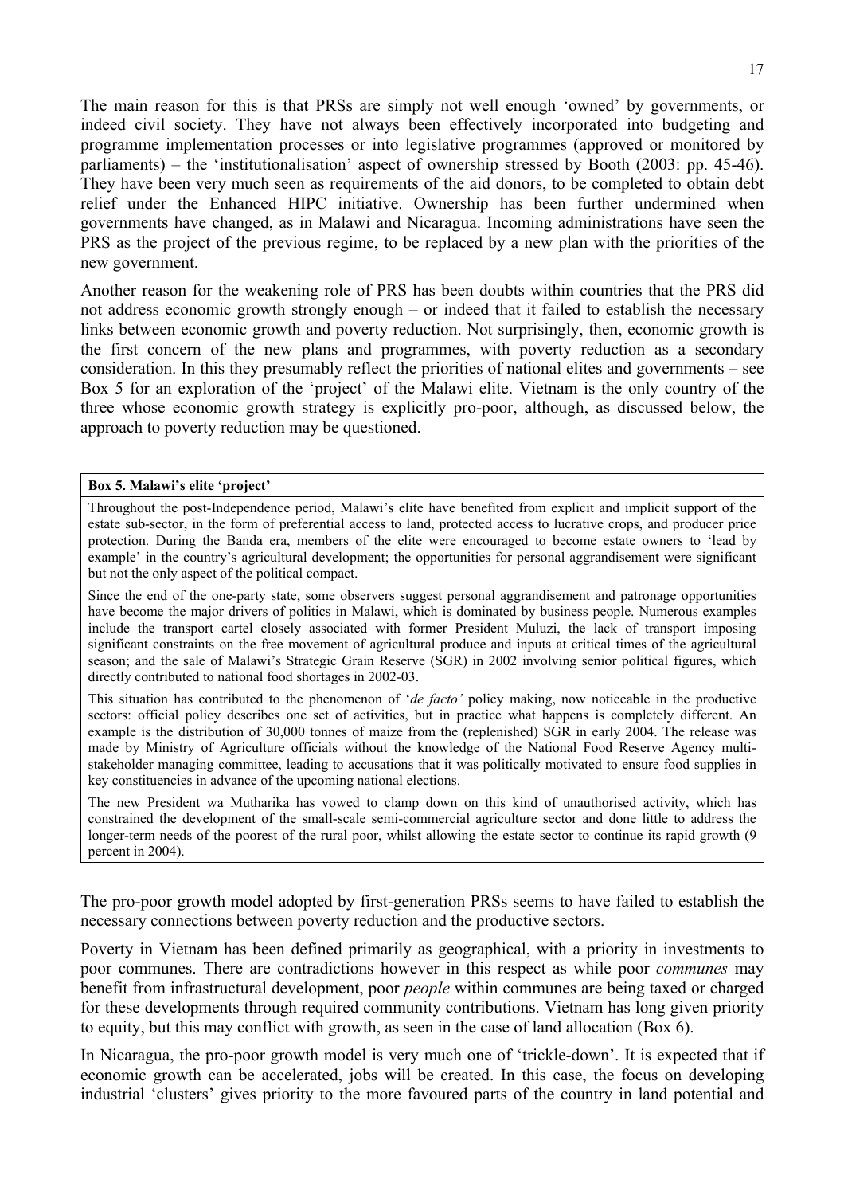The main reason for this is that PRSs are simply not well enough 'owned' by governments, or indeed civil society. They have not always been effectively incorporated into budgeting and programme implementation processes or into legislative programmes (approved or monitored by parliaments) – the 'institutionalisation' aspect of ownership stressed by Booth (2003: pp. 45-46). They have been very much seen as requirements of the aid donors, to be completed to obtain debt relief under the Enhanced HIPC initiative. Ownership has been further undermined when governments have changed, as in Malawi and Nicaragua. Incoming administrations have seen the PRS as the project of the previous regime, to be replaced by a new plan with the priorities of the new government.

Another reason for the weakening role of PRS has been doubts within countries that the PRS did not address economic growth strongly enough – or indeed that it failed to establish the necessary links between economic growth and poverty reduction. Not surprisingly, then, economic growth is the first concern of the new plans and programmes, with poverty reduction as a secondary consideration. In this they presumably reflect the priorities of national elites and governments – see Box 5 for an exploration of the 'project' of the Malawi elite. Vietnam is the only country of the three whose economic growth strategy is explicitly pro-poor, although, as discussed below, the approach to poverty reduction may be questioned.

**Box 5. Malawi's elite 'project'**

Throughout the post-Independence period, Malawi's elite have benefited from explicit and implicit support of the estate sub-sector, in the form of preferential access to land, protected access to lucrative crops, and producer price protection. During the Banda era, members of the elite were encouraged to become estate owners to 'lead by example' in the country's agricultural development; the opportunities for personal aggrandisement were significant but not the only aspect of the political compact.

Since the end of the one-party state, some observers suggest personal aggrandisement and patronage opportunities have become the major drivers of politics in Malawi, which is dominated by business people. Numerous examples include the transport cartel closely associated with former President Muluzi, the lack of transport imposing significant constraints on the free movement of agricultural produce and inputs at critical times of the agricultural season; and the sale of Malawi's Strategic Grain Reserve (SGR) in 2002 involving senior political figures, which directly contributed to national food shortages in 2002-03.

This situation has contributed to the phenomenon of '*de facto'* policy making, now noticeable in the productive sectors: official policy describes one set of activities, but in practice what happens is completely different. An example is the distribution of 30,000 tonnes of maize from the (replenished) SGR in early 2004. The release was made by Ministry of Agriculture officials without the knowledge of the National Food Reserve Agency multi-stakeholder managing committee, leading to accusations that it was politically motivated to ensure food supplies in key constituencies in advance of the upcoming national elections.

The new President wa Mutharika has vowed to clamp down on this kind of unauthorised activity, which has constrained the development of the small-scale semi-commercial agriculture sector and done little to address the longer-term needs of the poorest of the rural poor, whilst allowing the estate sector to continue its rapid growth (9 percent in 2004).

The pro-poor growth model adopted by first-generation PRSs seems to have failed to establish the necessary connections between poverty reduction and the productive sectors.

Poverty in Vietnam has been defined primarily as geographical, with a priority in investments to poor communes. There are contradictions however in this respect as while poor *communes* may benefit from infrastructural development, poor *people* within communes are being taxed or charged for these developments through required community contributions. Vietnam has long given priority to equity, but this may conflict with growth, as seen in the case of land allocation (Box 6).

In Nicaragua, the pro-poor growth model is very much one of 'trickle-down'. It is expected that if economic growth can be accelerated, jobs will be created. In this case, the focus on developing industrial 'clusters' gives priority to the more favoured parts of the country in land potential and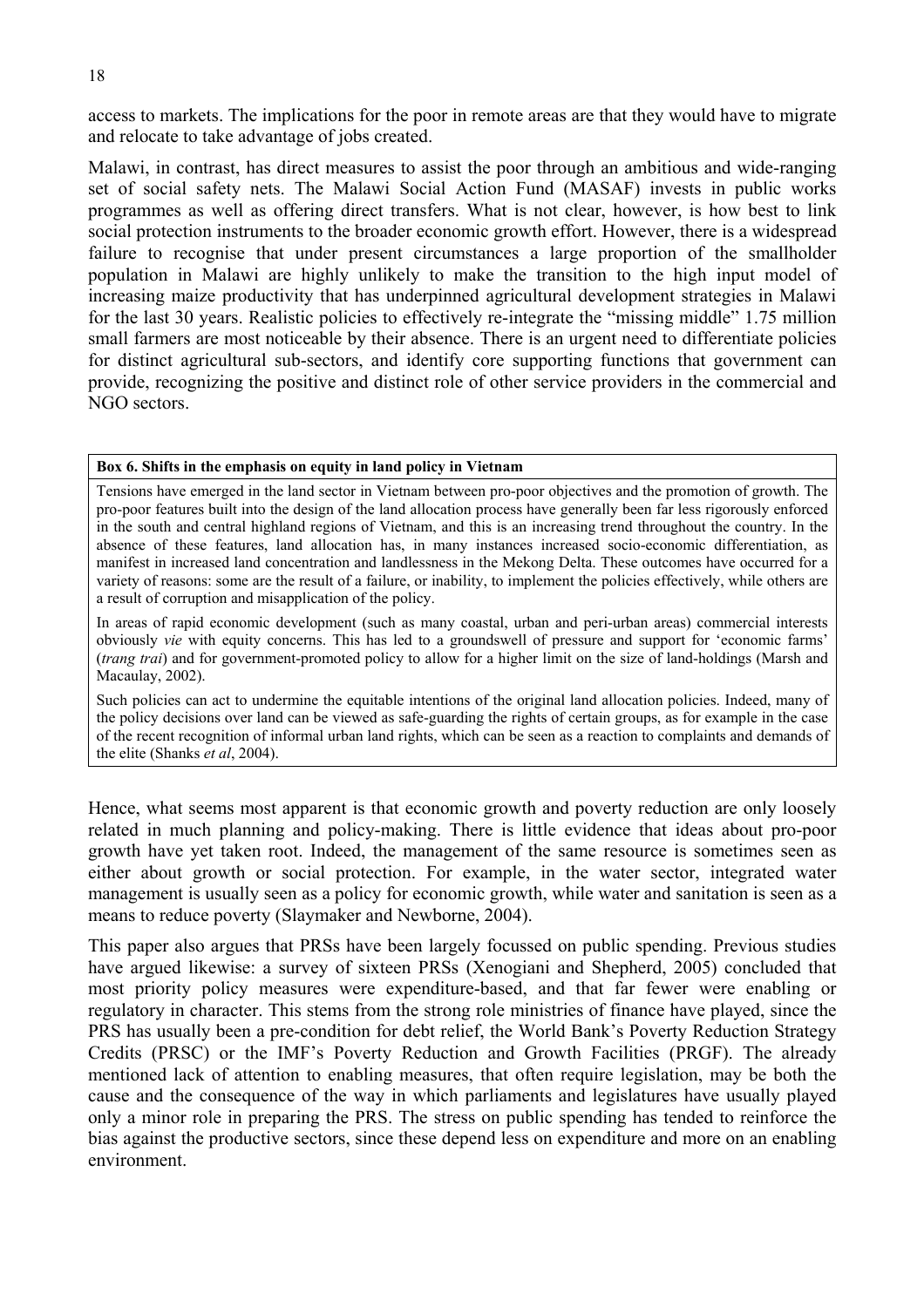access to markets. The implications for the poor in remote areas are that they would have to migrate and relocate to take advantage of jobs created.

Malawi, in contrast, has direct measures to assist the poor through an ambitious and wide-ranging set of social safety nets. The Malawi Social Action Fund (MASAF) invests in public works programmes as well as offering direct transfers. What is not clear, however, is how best to link social protection instruments to the broader economic growth effort. However, there is a widespread failure to recognise that under present circumstances a large proportion of the smallholder population in Malawi are highly unlikely to make the transition to the high input model of increasing maize productivity that has underpinned agricultural development strategies in Malawi for the last 30 years. Realistic policies to effectively re-integrate the "missing middle" 1.75 million small farmers are most noticeable by their absence. There is an urgent need to differentiate policies for distinct agricultural sub-sectors, and identify core supporting functions that government can provide, recognizing the positive and distinct role of other service providers in the commercial and NGO sectors.

**Box 6. Shifts in the emphasis on equity in land policy in Vietnam**

Tensions have emerged in the land sector in Vietnam between pro-poor objectives and the promotion of growth. The pro-poor features built into the design of the land allocation process have generally been far less rigorously enforced in the south and central highland regions of Vietnam, and this is an increasing trend throughout the country. In the absence of these features, land allocation has, in many instances increased socio-economic differentiation, as manifest in increased land concentration and landlessness in the Mekong Delta. These outcomes have occurred for a variety of reasons: some are the result of a failure, or inability, to implement the policies effectively, while others are a result of corruption and misapplication of the policy.

In areas of rapid economic development (such as many coastal, urban and peri-urban areas) commercial interests obviously *vie* with equity concerns. This has led to a groundswell of pressure and support for 'economic farms' (*trang trai*) and for government-promoted policy to allow for a higher limit on the size of land-holdings (Marsh and Macaulay, 2002).

Such policies can act to undermine the equitable intentions of the original land allocation policies. Indeed, many of the policy decisions over land can be viewed as safe-guarding the rights of certain groups, as for example in the case of the recent recognition of informal urban land rights, which can be seen as a reaction to complaints and demands of the elite (Shanks *et al*, 2004).

Hence, what seems most apparent is that economic growth and poverty reduction are only loosely related in much planning and policy-making. There is little evidence that ideas about pro-poor growth have yet taken root. Indeed, the management of the same resource is sometimes seen as either about growth or social protection. For example, in the water sector, integrated water management is usually seen as a policy for economic growth, while water and sanitation is seen as a means to reduce poverty (Slaymaker and Newborne, 2004).

This paper also argues that PRSs have been largely focussed on public spending. Previous studies have argued likewise: a survey of sixteen PRSs (Xenogiani and Shepherd, 2005) concluded that most priority policy measures were expenditure-based, and that far fewer were enabling or regulatory in character. This stems from the strong role ministries of finance have played, since the PRS has usually been a pre-condition for debt relief, the World Bank's Poverty Reduction Strategy Credits (PRSC) or the IMF's Poverty Reduction and Growth Facilities (PRGF). The already mentioned lack of attention to enabling measures, that often require legislation, may be both the cause and the consequence of the way in which parliaments and legislatures have usually played only a minor role in preparing the PRS. The stress on public spending has tended to reinforce the bias against the productive sectors, since these depend less on expenditure and more on an enabling environment.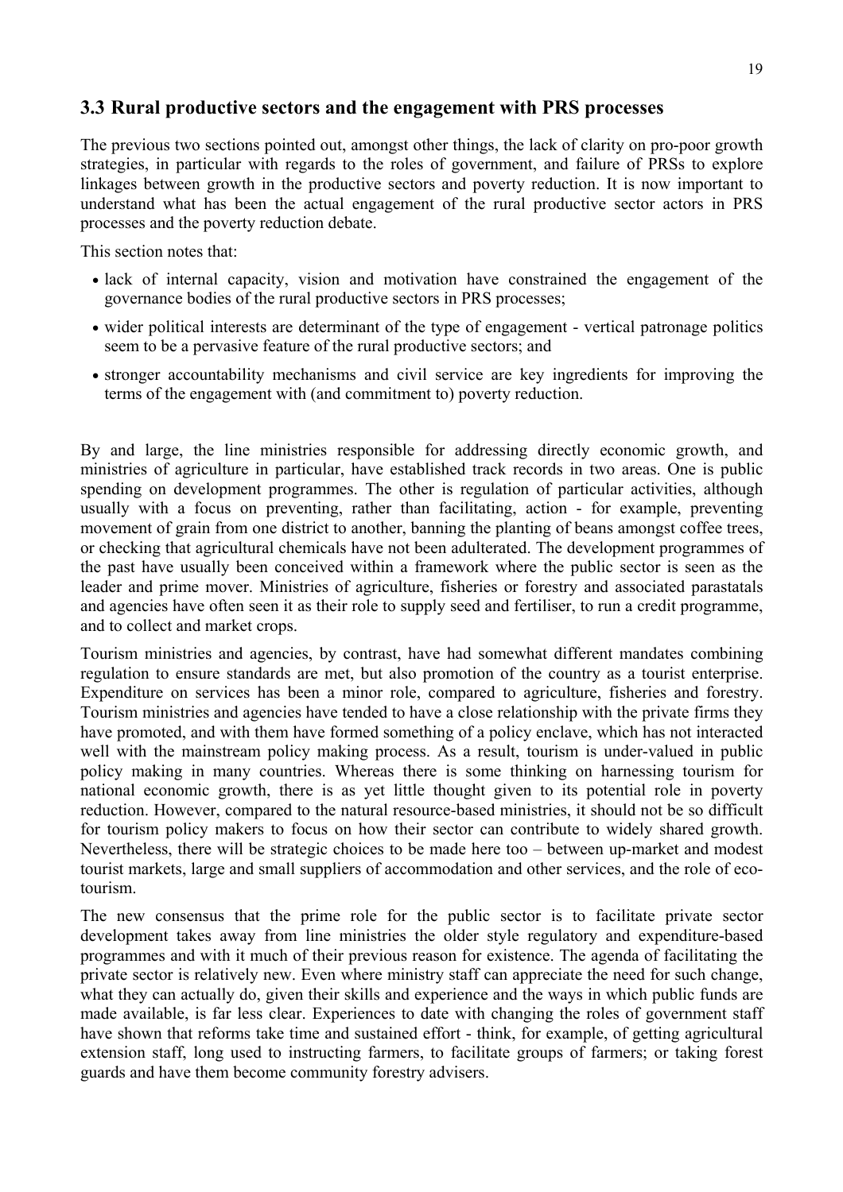### 3.3 Rural productive sectors and the engagement with PRS processes

The previous two sections pointed out, amongst other things, the lack of clarity on pro-poor growth strategies, in particular with regards to the roles of government, and failure of PRSs to explore linkages between growth in the productive sectors and poverty reduction. It is now important to understand what has been the actual engagement of the rural productive sector actors in PRS processes and the poverty reduction debate.

This section notes that:

- lack of internal capacity, vision and motivation have constrained the engagement of the governance bodies of the rural productive sectors in PRS processes;
- wider political interests are determinant of the type of engagement - vertical patronage politics seem to be a pervasive feature of the rural productive sectors; and
- stronger accountability mechanisms and civil service are key ingredients for improving the terms of the engagement with (and commitment to) poverty reduction.

By and large, the line ministries responsible for addressing directly economic growth, and ministries of agriculture in particular, have established track records in two areas. One is public spending on development programmes. The other is regulation of particular activities, although usually with a focus on preventing, rather than facilitating, action - for example, preventing movement of grain from one district to another, banning the planting of beans amongst coffee trees, or checking that agricultural chemicals have not been adulterated. The development programmes of the past have usually been conceived within a framework where the public sector is seen as the leader and prime mover. Ministries of agriculture, fisheries or forestry and associated parastatals and agencies have often seen it as their role to supply seed and fertiliser, to run a credit programme, and to collect and market crops.

Tourism ministries and agencies, by contrast, have had somewhat different mandates combining regulation to ensure standards are met, but also promotion of the country as a tourist enterprise. Expenditure on services has been a minor role, compared to agriculture, fisheries and forestry. Tourism ministries and agencies have tended to have a close relationship with the private firms they have promoted, and with them have formed something of a policy enclave, which has not interacted well with the mainstream policy making process. As a result, tourism is under-valued in public policy making in many countries. Whereas there is some thinking on harnessing tourism for national economic growth, there is as yet little thought given to its potential role in poverty reduction. However, compared to the natural resource-based ministries, it should not be so difficult for tourism policy makers to focus on how their sector can contribute to widely shared growth. Nevertheless, there will be strategic choices to be made here too – between up-market and modest tourist markets, large and small suppliers of accommodation and other services, and the role of eco-tourism.

The new consensus that the prime role for the public sector is to facilitate private sector development takes away from line ministries the older style regulatory and expenditure-based programmes and with it much of their previous reason for existence. The agenda of facilitating the private sector is relatively new. Even where ministry staff can appreciate the need for such change, what they can actually do, given their skills and experience and the ways in which public funds are made available, is far less clear. Experiences to date with changing the roles of government staff have shown that reforms take time and sustained effort - think, for example, of getting agricultural extension staff, long used to instructing farmers, to facilitate groups of farmers; or taking forest guards and have them become community forestry advisers.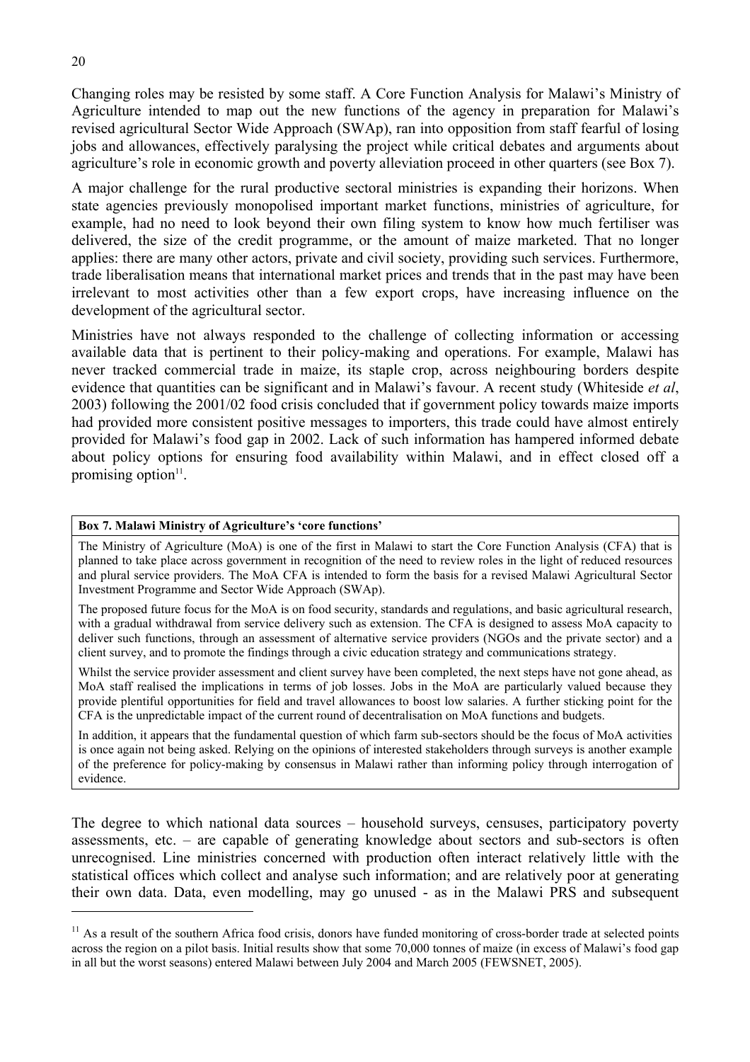Changing roles may be resisted by some staff. A Core Function Analysis for Malawi's Ministry of Agriculture intended to map out the new functions of the agency in preparation for Malawi's revised agricultural Sector Wide Approach (SWAp), ran into opposition from staff fearful of losing jobs and allowances, effectively paralysing the project while critical debates and arguments about agriculture's role in economic growth and poverty alleviation proceed in other quarters (see Box 7).

A major challenge for the rural productive sectoral ministries is expanding their horizons. When state agencies previously monopolised important market functions, ministries of agriculture, for example, had no need to look beyond their own filing system to know how much fertiliser was delivered, the size of the credit programme, or the amount of maize marketed. That no longer applies: there are many other actors, private and civil society, providing such services. Furthermore, trade liberalisation means that international market prices and trends that in the past may have been irrelevant to most activities other than a few export crops, have increasing influence on the development of the agricultural sector.

Ministries have not always responded to the challenge of collecting information or accessing available data that is pertinent to their policy-making and operations. For example, Malawi has never tracked commercial trade in maize, its staple crop, across neighbouring borders despite evidence that quantities can be significant and in Malawi's favour. A recent study (Whiteside *et al*, 2003) following the 2001/02 food crisis concluded that if government policy towards maize imports had provided more consistent positive messages to importers, this trade could have almost entirely provided for Malawi's food gap in 2002. Lack of such information has hampered informed debate about policy options for ensuring food availability within Malawi, and in effect closed off a promising option[11].

> **Box 7. Malawi Ministry of Agriculture's 'core functions'**
>
> The Ministry of Agriculture (MoA) is one of the first in Malawi to start the Core Function Analysis (CFA) that is planned to take place across government in recognition of the need to review roles in the light of reduced resources and plural service providers. The MoA CFA is intended to form the basis for a revised Malawi Agricultural Sector Investment Programme and Sector Wide Approach (SWAp).
>
> The proposed future focus for the MoA is on food security, standards and regulations, and basic agricultural research, with a gradual withdrawal from service delivery such as extension. The CFA is designed to assess MoA capacity to deliver such functions, through an assessment of alternative service providers (NGOs and the private sector) and a client survey, and to promote the findings through a civic education strategy and communications strategy.
>
> Whilst the service provider assessment and client survey have been completed, the next steps have not gone ahead, as MoA staff realised the implications in terms of job losses. Jobs in the MoA are particularly valued because they provide plentiful opportunities for field and travel allowances to boost low salaries. A further sticking point for the CFA is the unpredictable impact of the current round of decentralisation on MoA functions and budgets.
>
> In addition, it appears that the fundamental question of which farm sub-sectors should be the focus of MoA activities is once again not being asked. Relying on the opinions of interested stakeholders through surveys is another example of the preference for policy-making by consensus in Malawi rather than informing policy through interrogation of evidence.

The degree to which national data sources – household surveys, censuses, participatory poverty assessments, etc. – are capable of generating knowledge about sectors and sub-sectors is often unrecognised. Line ministries concerned with production often interact relatively little with the statistical offices which collect and analyse such information; and are relatively poor at generating their own data. Data, even modelling, may go unused - as in the Malawi PRS and subsequent

---

[11] As a result of the southern Africa food crisis, donors have funded monitoring of cross-border trade at selected points across the region on a pilot basis. Initial results show that some 70,000 tonnes of maize (in excess of Malawi's food gap in all but the worst seasons) entered Malawi between July 2004 and March 2005 (FEWSNET, 2005).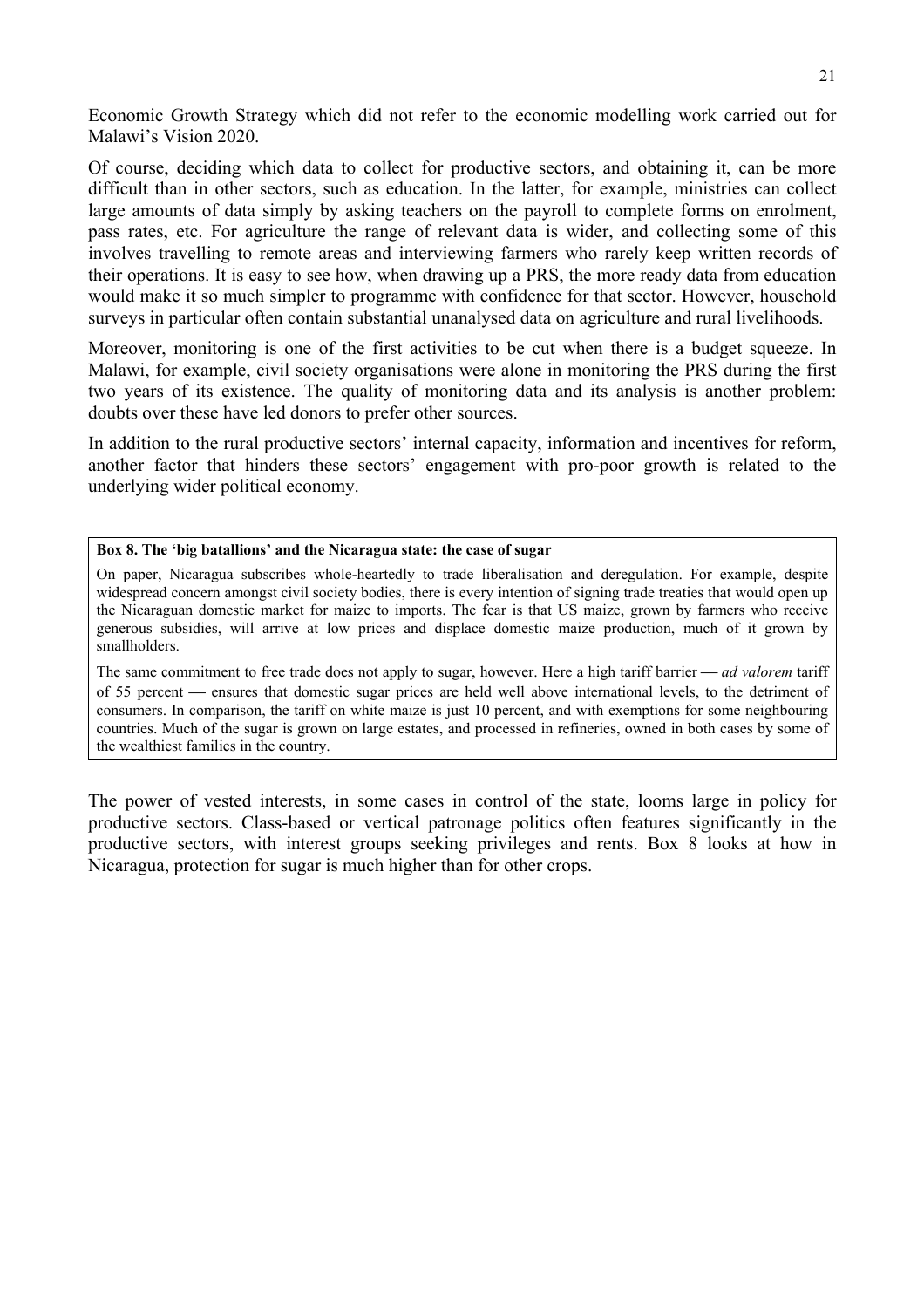Economic Growth Strategy which did not refer to the economic modelling work carried out for Malawi's Vision 2020.

Of course, deciding which data to collect for productive sectors, and obtaining it, can be more difficult than in other sectors, such as education. In the latter, for example, ministries can collect large amounts of data simply by asking teachers on the payroll to complete forms on enrolment, pass rates, etc. For agriculture the range of relevant data is wider, and collecting some of this involves travelling to remote areas and interviewing farmers who rarely keep written records of their operations. It is easy to see how, when drawing up a PRS, the more ready data from education would make it so much simpler to programme with confidence for that sector. However, household surveys in particular often contain substantial unanalysed data on agriculture and rural livelihoods.

Moreover, monitoring is one of the first activities to be cut when there is a budget squeeze. In Malawi, for example, civil society organisations were alone in monitoring the PRS during the first two years of its existence. The quality of monitoring data and its analysis is another problem: doubts over these have led donors to prefer other sources.

In addition to the rural productive sectors' internal capacity, information and incentives for reform, another factor that hinders these sectors' engagement with pro-poor growth is related to the underlying wider political economy.

> **Box 8. The 'big batallions' and the Nicaragua state: the case of sugar**
>
> On paper, Nicaragua subscribes whole-heartedly to trade liberalisation and deregulation. For example, despite widespread concern amongst civil society bodies, there is every intention of signing trade treaties that would open up the Nicaraguan domestic market for maize to imports. The fear is that US maize, grown by farmers who receive generous subsidies, will arrive at low prices and displace domestic maize production, much of it grown by smallholders.
>
> The same commitment to free trade does not apply to sugar, however. Here a high tariff barrier — *ad valorem* tariff of 55 percent — ensures that domestic sugar prices are held well above international levels, to the detriment of consumers. In comparison, the tariff on white maize is just 10 percent, and with exemptions for some neighbouring countries. Much of the sugar is grown on large estates, and processed in refineries, owned in both cases by some of the wealthiest families in the country.

The power of vested interests, in some cases in control of the state, looms large in policy for productive sectors. Class-based or vertical patronage politics often features significantly in the productive sectors, with interest groups seeking privileges and rents. Box 8 looks at how in Nicaragua, protection for sugar is much higher than for other crops.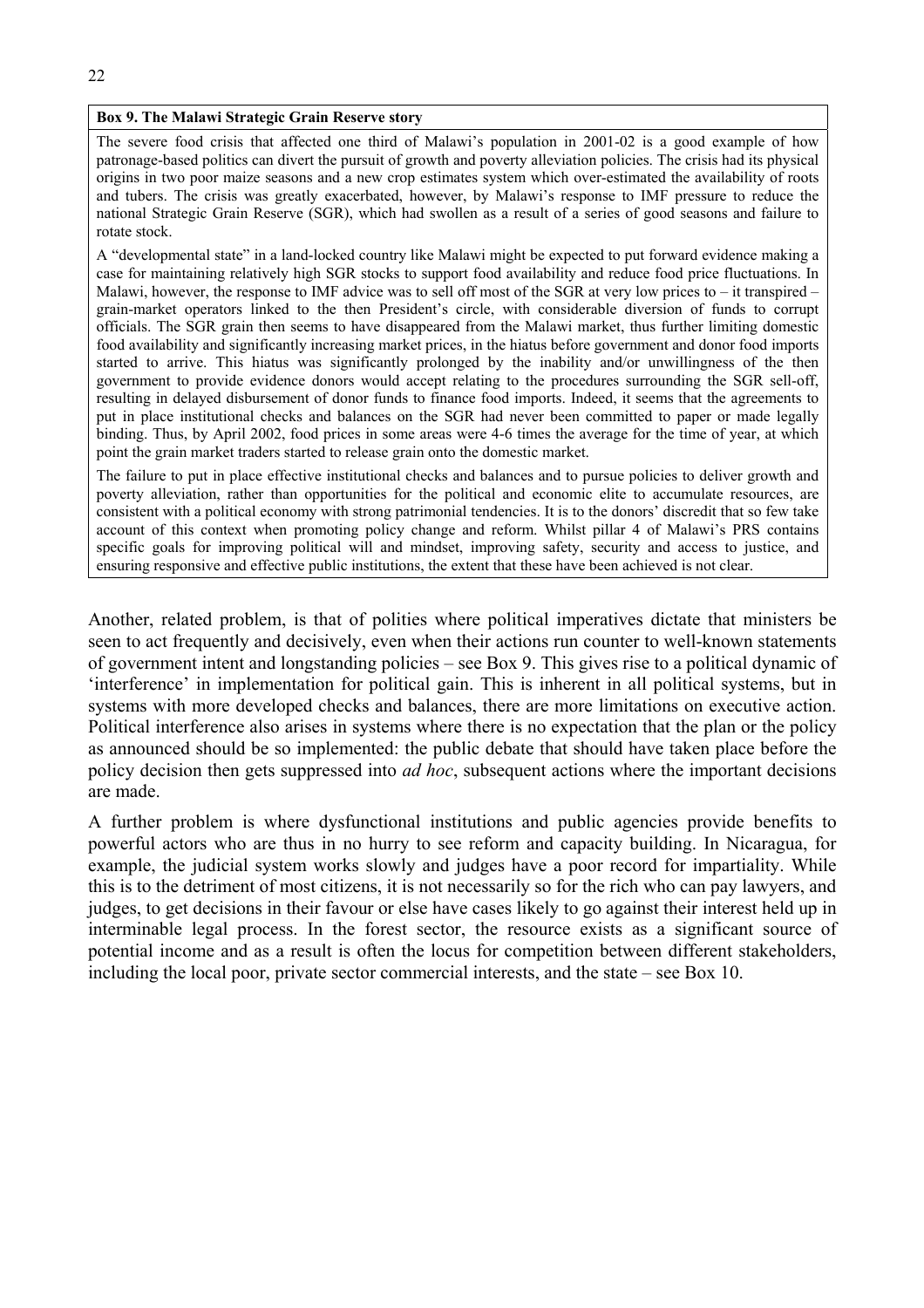**Box 9. The Malawi Strategic Grain Reserve story**

The severe food crisis that affected one third of Malawi's population in 2001-02 is a good example of how patronage-based politics can divert the pursuit of growth and poverty alleviation policies. The crisis had its physical origins in two poor maize seasons and a new crop estimates system which over-estimated the availability of roots and tubers. The crisis was greatly exacerbated, however, by Malawi's response to IMF pressure to reduce the national Strategic Grain Reserve (SGR), which had swollen as a result of a series of good seasons and failure to rotate stock.

A "developmental state" in a land-locked country like Malawi might be expected to put forward evidence making a case for maintaining relatively high SGR stocks to support food availability and reduce food price fluctuations. In Malawi, however, the response to IMF advice was to sell off most of the SGR at very low prices to – it transpired – grain-market operators linked to the then President's circle, with considerable diversion of funds to corrupt officials. The SGR grain then seems to have disappeared from the Malawi market, thus further limiting domestic food availability and significantly increasing market prices, in the hiatus before government and donor food imports started to arrive. This hiatus was significantly prolonged by the inability and/or unwillingness of the then government to provide evidence donors would accept relating to the procedures surrounding the SGR sell-off, resulting in delayed disbursement of donor funds to finance food imports. Indeed, it seems that the agreements to put in place institutional checks and balances on the SGR had never been committed to paper or made legally binding. Thus, by April 2002, food prices in some areas were 4-6 times the average for the time of year, at which point the grain market traders started to release grain onto the domestic market.

The failure to put in place effective institutional checks and balances and to pursue policies to deliver growth and poverty alleviation, rather than opportunities for the political and economic elite to accumulate resources, are consistent with a political economy with strong patrimonial tendencies. It is to the donors' discredit that so few take account of this context when promoting policy change and reform. Whilst pillar 4 of Malawi's PRS contains specific goals for improving political will and mindset, improving safety, security and access to justice, and ensuring responsive and effective public institutions, the extent that these have been achieved is not clear.

Another, related problem, is that of polities where political imperatives dictate that ministers be seen to act frequently and decisively, even when their actions run counter to well-known statements of government intent and longstanding policies – see Box 9. This gives rise to a political dynamic of 'interference' in implementation for political gain. This is inherent in all political systems, but in systems with more developed checks and balances, there are more limitations on executive action. Political interference also arises in systems where there is no expectation that the plan or the policy as announced should be so implemented: the public debate that should have taken place before the policy decision then gets suppressed into *ad hoc*, subsequent actions where the important decisions are made.

A further problem is where dysfunctional institutions and public agencies provide benefits to powerful actors who are thus in no hurry to see reform and capacity building. In Nicaragua, for example, the judicial system works slowly and judges have a poor record for impartiality. While this is to the detriment of most citizens, it is not necessarily so for the rich who can pay lawyers, and judges, to get decisions in their favour or else have cases likely to go against their interest held up in interminable legal process. In the forest sector, the resource exists as a significant source of potential income and as a result is often the locus for competition between different stakeholders, including the local poor, private sector commercial interests, and the state – see Box 10.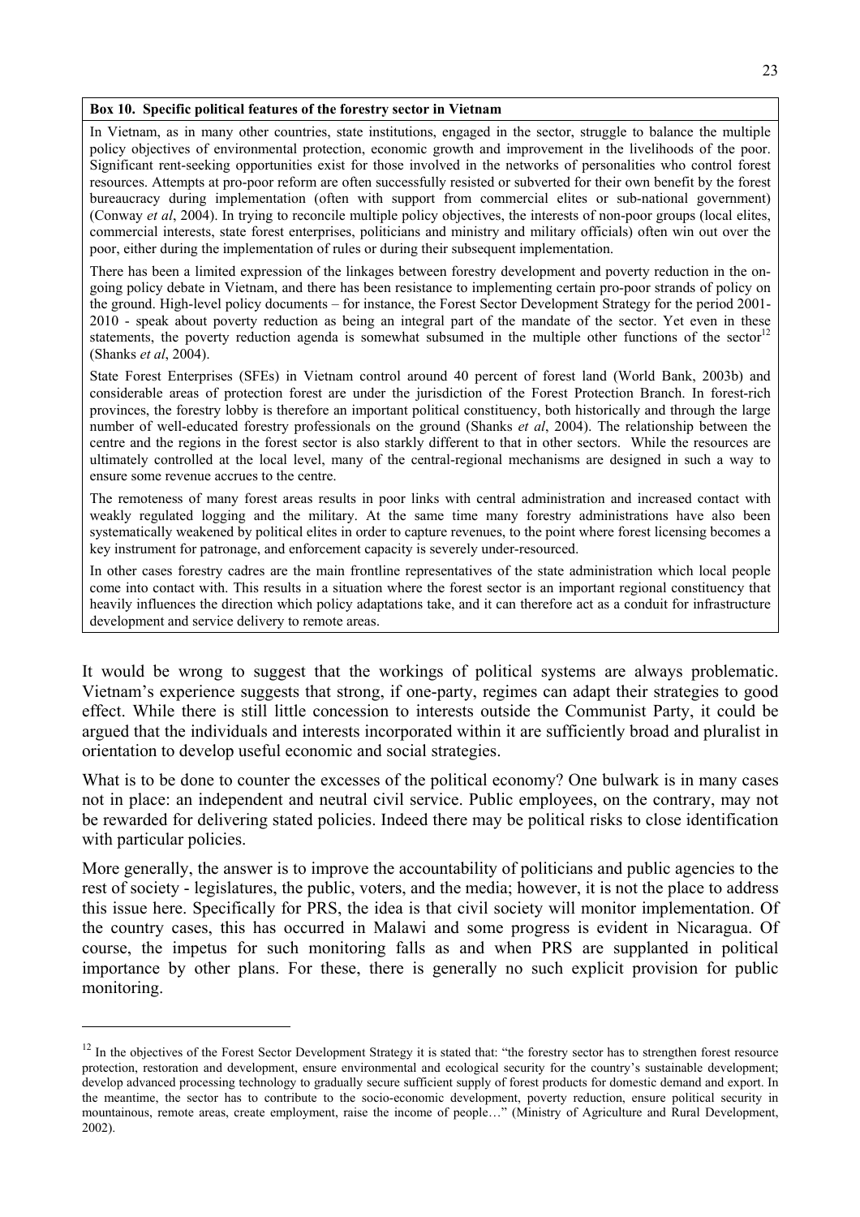**Box 10. Specific political features of the forestry sector in Vietnam**

In Vietnam, as in many other countries, state institutions, engaged in the sector, struggle to balance the multiple policy objectives of environmental protection, economic growth and improvement in the livelihoods of the poor. Significant rent-seeking opportunities exist for those involved in the networks of personalities who control forest resources. Attempts at pro-poor reform are often successfully resisted or subverted for their own benefit by the forest bureaucracy during implementation (often with support from commercial elites or sub-national government) (Conway *et al*, 2004). In trying to reconcile multiple policy objectives, the interests of non-poor groups (local elites, commercial interests, state forest enterprises, politicians and ministry and military officials) often win out over the poor, either during the implementation of rules or during their subsequent implementation.

There has been a limited expression of the linkages between forestry development and poverty reduction in the on-going policy debate in Vietnam, and there has been resistance to implementing certain pro-poor strands of policy on the ground. High-level policy documents – for instance, the Forest Sector Development Strategy for the period 2001-2010 - speak about poverty reduction as being an integral part of the mandate of the sector. Yet even in these statements, the poverty reduction agenda is somewhat subsumed in the multiple other functions of the sector[12] (Shanks *et al*, 2004).

State Forest Enterprises (SFEs) in Vietnam control around 40 percent of forest land (World Bank, 2003b) and considerable areas of protection forest are under the jurisdiction of the Forest Protection Branch. In forest-rich provinces, the forestry lobby is therefore an important political constituency, both historically and through the large number of well-educated forestry professionals on the ground (Shanks *et al*, 2004). The relationship between the centre and the regions in the forest sector is also starkly different to that in other sectors. While the resources are ultimately controlled at the local level, many of the central-regional mechanisms are designed in such a way to ensure some revenue accrues to the centre.

The remoteness of many forest areas results in poor links with central administration and increased contact with weakly regulated logging and the military. At the same time many forestry administrations have also been systematically weakened by political elites in order to capture revenues, to the point where forest licensing becomes a key instrument for patronage, and enforcement capacity is severely under-resourced.

In other cases forestry cadres are the main frontline representatives of the state administration which local people come into contact with. This results in a situation where the forest sector is an important regional constituency that heavily influences the direction which policy adaptations take, and it can therefore act as a conduit for infrastructure development and service delivery to remote areas.

It would be wrong to suggest that the workings of political systems are always problematic. Vietnam's experience suggests that strong, if one-party, regimes can adapt their strategies to good effect. While there is still little concession to interests outside the Communist Party, it could be argued that the individuals and interests incorporated within it are sufficiently broad and pluralist in orientation to develop useful economic and social strategies.

What is to be done to counter the excesses of the political economy? One bulwark is in many cases not in place: an independent and neutral civil service. Public employees, on the contrary, may not be rewarded for delivering stated policies. Indeed there may be political risks to close identification with particular policies.

More generally, the answer is to improve the accountability of politicians and public agencies to the rest of society - legislatures, the public, voters, and the media; however, it is not the place to address this issue here. Specifically for PRS, the idea is that civil society will monitor implementation. Of the country cases, this has occurred in Malawi and some progress is evident in Nicaragua. Of course, the impetus for such monitoring falls as and when PRS are supplanted in political importance by other plans. For these, there is generally no such explicit provision for public monitoring.

---

[12] In the objectives of the Forest Sector Development Strategy it is stated that: "the forestry sector has to strengthen forest resource protection, restoration and development, ensure environmental and ecological security for the country's sustainable development; develop advanced processing technology to gradually secure sufficient supply of forest products for domestic demand and export. In the meantime, the sector has to contribute to the socio-economic development, poverty reduction, ensure political security in mountainous, remote areas, create employment, raise the income of people…" (Ministry of Agriculture and Rural Development, 2002).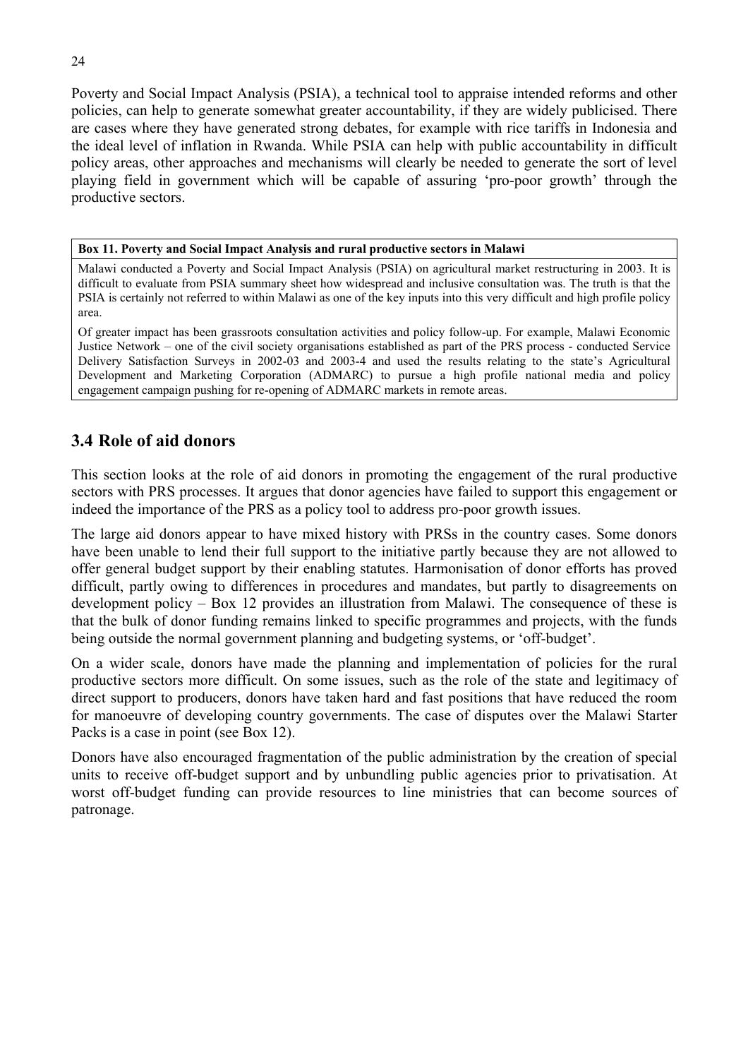Poverty and Social Impact Analysis (PSIA), a technical tool to appraise intended reforms and other policies, can help to generate somewhat greater accountability, if they are widely publicised. There are cases where they have generated strong debates, for example with rice tariffs in Indonesia and the ideal level of inflation in Rwanda. While PSIA can help with public accountability in difficult policy areas, other approaches and mechanisms will clearly be needed to generate the sort of level playing field in government which will be capable of assuring 'pro-poor growth' through the productive sectors.

**Box 11. Poverty and Social Impact Analysis and rural productive sectors in Malawi**

Malawi conducted a Poverty and Social Impact Analysis (PSIA) on agricultural market restructuring in 2003. It is difficult to evaluate from PSIA summary sheet how widespread and inclusive consultation was. The truth is that the PSIA is certainly not referred to within Malawi as one of the key inputs into this very difficult and high profile policy area.

Of greater impact has been grassroots consultation activities and policy follow-up. For example, Malawi Economic Justice Network – one of the civil society organisations established as part of the PRS process - conducted Service Delivery Satisfaction Surveys in 2002-03 and 2003-4 and used the results relating to the state's Agricultural Development and Marketing Corporation (ADMARC) to pursue a high profile national media and policy engagement campaign pushing for re-opening of ADMARC markets in remote areas.

## 3.4 Role of aid donors

This section looks at the role of aid donors in promoting the engagement of the rural productive sectors with PRS processes. It argues that donor agencies have failed to support this engagement or indeed the importance of the PRS as a policy tool to address pro-poor growth issues.

The large aid donors appear to have mixed history with PRSs in the country cases. Some donors have been unable to lend their full support to the initiative partly because they are not allowed to offer general budget support by their enabling statutes. Harmonisation of donor efforts has proved difficult, partly owing to differences in procedures and mandates, but partly to disagreements on development policy – Box 12 provides an illustration from Malawi. The consequence of these is that the bulk of donor funding remains linked to specific programmes and projects, with the funds being outside the normal government planning and budgeting systems, or 'off-budget'.

On a wider scale, donors have made the planning and implementation of policies for the rural productive sectors more difficult. On some issues, such as the role of the state and legitimacy of direct support to producers, donors have taken hard and fast positions that have reduced the room for manoeuvre of developing country governments. The case of disputes over the Malawi Starter Packs is a case in point (see Box 12).

Donors have also encouraged fragmentation of the public administration by the creation of special units to receive off-budget support and by unbundling public agencies prior to privatisation. At worst off-budget funding can provide resources to line ministries that can become sources of patronage.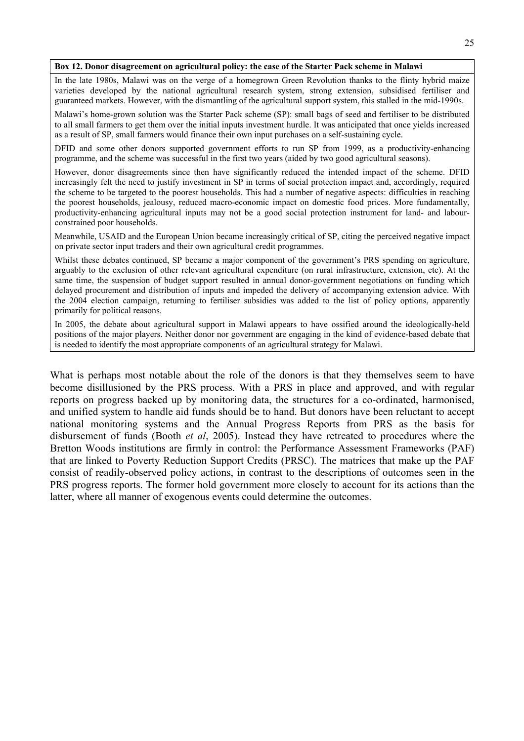**Box 12. Donor disagreement on agricultural policy: the case of the Starter Pack scheme in Malawi**

In the late 1980s, Malawi was on the verge of a homegrown Green Revolution thanks to the flinty hybrid maize varieties developed by the national agricultural research system, strong extension, subsidised fertiliser and guaranteed markets. However, with the dismantling of the agricultural support system, this stalled in the mid-1990s.

Malawi's home-grown solution was the Starter Pack scheme (SP): small bags of seed and fertiliser to be distributed to all small farmers to get them over the initial inputs investment hurdle. It was anticipated that once yields increased as a result of SP, small farmers would finance their own input purchases on a self-sustaining cycle.

DFID and some other donors supported government efforts to run SP from 1999, as a productivity-enhancing programme, and the scheme was successful in the first two years (aided by two good agricultural seasons).

However, donor disagreements since then have significantly reduced the intended impact of the scheme. DFID increasingly felt the need to justify investment in SP in terms of social protection impact and, accordingly, required the scheme to be targeted to the poorest households. This had a number of negative aspects: difficulties in reaching the poorest households, jealousy, reduced macro-economic impact on domestic food prices. More fundamentally, productivity-enhancing agricultural inputs may not be a good social protection instrument for land- and labour-constrained poor households.

Meanwhile, USAID and the European Union became increasingly critical of SP, citing the perceived negative impact on private sector input traders and their own agricultural credit programmes.

Whilst these debates continued, SP became a major component of the government's PRS spending on agriculture, arguably to the exclusion of other relevant agricultural expenditure (on rural infrastructure, extension, etc). At the same time, the suspension of budget support resulted in annual donor-government negotiations on funding which delayed procurement and distribution of inputs and impeded the delivery of accompanying extension advice. With the 2004 election campaign, returning to fertiliser subsidies was added to the list of policy options, apparently primarily for political reasons.

In 2005, the debate about agricultural support in Malawi appears to have ossified around the ideologically-held positions of the major players. Neither donor nor government are engaging in the kind of evidence-based debate that is needed to identify the most appropriate components of an agricultural strategy for Malawi.

What is perhaps most notable about the role of the donors is that they themselves seem to have become disillusioned by the PRS process. With a PRS in place and approved, and with regular reports on progress backed up by monitoring data, the structures for a co-ordinated, harmonised, and unified system to handle aid funds should be to hand. But donors have been reluctant to accept national monitoring systems and the Annual Progress Reports from PRS as the basis for disbursement of funds (Booth *et al*, 2005). Instead they have retreated to procedures where the Bretton Woods institutions are firmly in control: the Performance Assessment Frameworks (PAF) that are linked to Poverty Reduction Support Credits (PRSC). The matrices that make up the PAF consist of readily-observed policy actions, in contrast to the descriptions of outcomes seen in the PRS progress reports. The former hold government more closely to account for its actions than the latter, where all manner of exogenous events could determine the outcomes.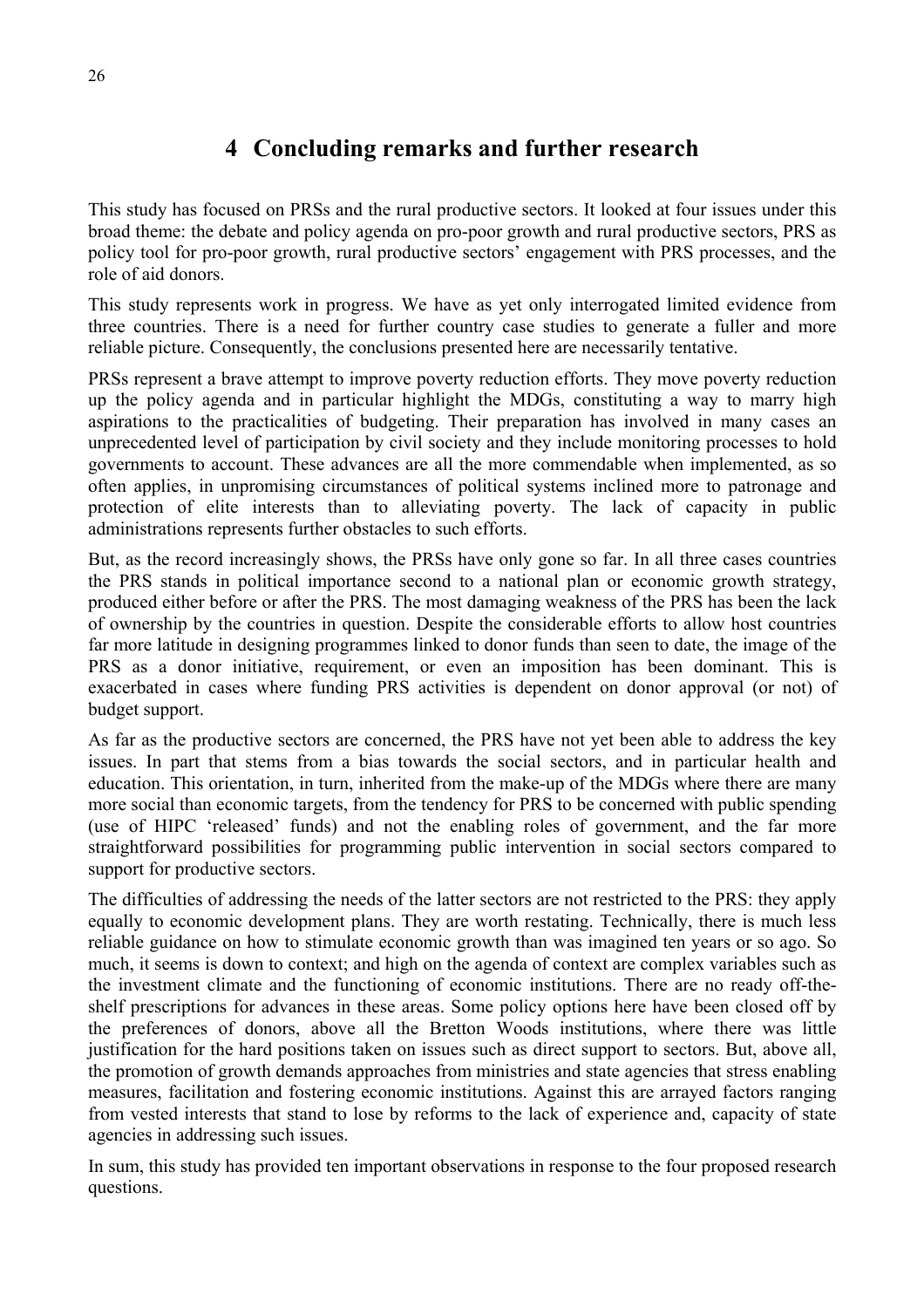# 4 Concluding remarks and further research

This study has focused on PRSs and the rural productive sectors. It looked at four issues under this broad theme: the debate and policy agenda on pro-poor growth and rural productive sectors, PRS as policy tool for pro-poor growth, rural productive sectors' engagement with PRS processes, and the role of aid donors.

This study represents work in progress. We have as yet only interrogated limited evidence from three countries. There is a need for further country case studies to generate a fuller and more reliable picture. Consequently, the conclusions presented here are necessarily tentative.

PRSs represent a brave attempt to improve poverty reduction efforts. They move poverty reduction up the policy agenda and in particular highlight the MDGs, constituting a way to marry high aspirations to the practicalities of budgeting. Their preparation has involved in many cases an unprecedented level of participation by civil society and they include monitoring processes to hold governments to account. These advances are all the more commendable when implemented, as so often applies, in unpromising circumstances of political systems inclined more to patronage and protection of elite interests than to alleviating poverty. The lack of capacity in public administrations represents further obstacles to such efforts.

But, as the record increasingly shows, the PRSs have only gone so far. In all three cases countries the PRS stands in political importance second to a national plan or economic growth strategy, produced either before or after the PRS. The most damaging weakness of the PRS has been the lack of ownership by the countries in question. Despite the considerable efforts to allow host countries far more latitude in designing programmes linked to donor funds than seen to date, the image of the PRS as a donor initiative, requirement, or even an imposition has been dominant. This is exacerbated in cases where funding PRS activities is dependent on donor approval (or not) of budget support.

As far as the productive sectors are concerned, the PRS have not yet been able to address the key issues. In part that stems from a bias towards the social sectors, and in particular health and education. This orientation, in turn, inherited from the make-up of the MDGs where there are many more social than economic targets, from the tendency for PRS to be concerned with public spending (use of HIPC 'released' funds) and not the enabling roles of government, and the far more straightforward possibilities for programming public intervention in social sectors compared to support for productive sectors.

The difficulties of addressing the needs of the latter sectors are not restricted to the PRS: they apply equally to economic development plans. They are worth restating. Technically, there is much less reliable guidance on how to stimulate economic growth than was imagined ten years or so ago. So much, it seems is down to context; and high on the agenda of context are complex variables such as the investment climate and the functioning of economic institutions. There are no ready off-the-shelf prescriptions for advances in these areas. Some policy options here have been closed off by the preferences of donors, above all the Bretton Woods institutions, where there was little justification for the hard positions taken on issues such as direct support to sectors. But, above all, the promotion of growth demands approaches from ministries and state agencies that stress enabling measures, facilitation and fostering economic institutions. Against this are arrayed factors ranging from vested interests that stand to lose by reforms to the lack of experience and, capacity of state agencies in addressing such issues.

In sum, this study has provided ten important observations in response to the four proposed research questions.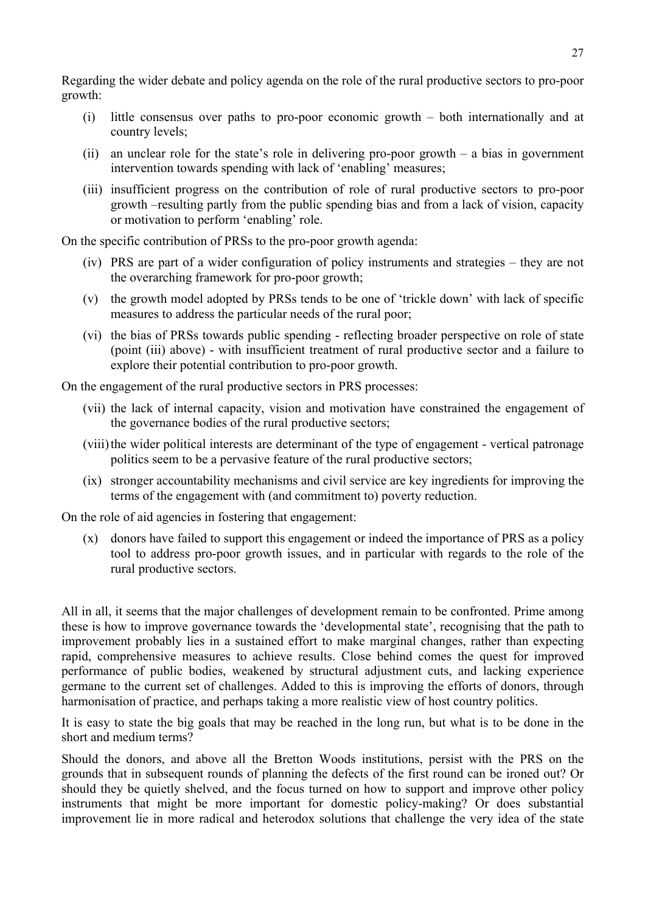Regarding the wider debate and policy agenda on the role of the rural productive sectors to pro-poor growth:

(i) little consensus over paths to pro-poor economic growth – both internationally and at country levels;

(ii) an unclear role for the state's role in delivering pro-poor growth – a bias in government intervention towards spending with lack of 'enabling' measures;

(iii) insufficient progress on the contribution of role of rural productive sectors to pro-poor growth –resulting partly from the public spending bias and from a lack of vision, capacity or motivation to perform 'enabling' role.

On the specific contribution of PRSs to the pro-poor growth agenda:

(iv) PRS are part of a wider configuration of policy instruments and strategies – they are not the overarching framework for pro-poor growth;

(v) the growth model adopted by PRSs tends to be one of 'trickle down' with lack of specific measures to address the particular needs of the rural poor;

(vi) the bias of PRSs towards public spending - reflecting broader perspective on role of state (point (iii) above) - with insufficient treatment of rural productive sector and a failure to explore their potential contribution to pro-poor growth.

On the engagement of the rural productive sectors in PRS processes:

(vii) the lack of internal capacity, vision and motivation have constrained the engagement of the governance bodies of the rural productive sectors;

(viii) the wider political interests are determinant of the type of engagement - vertical patronage politics seem to be a pervasive feature of the rural productive sectors;

(ix) stronger accountability mechanisms and civil service are key ingredients for improving the terms of the engagement with (and commitment to) poverty reduction.

On the role of aid agencies in fostering that engagement:

(x) donors have failed to support this engagement or indeed the importance of PRS as a policy tool to address pro-poor growth issues, and in particular with regards to the role of the rural productive sectors.

All in all, it seems that the major challenges of development remain to be confronted. Prime among these is how to improve governance towards the 'developmental state', recognising that the path to improvement probably lies in a sustained effort to make marginal changes, rather than expecting rapid, comprehensive measures to achieve results. Close behind comes the quest for improved performance of public bodies, weakened by structural adjustment cuts, and lacking experience germane to the current set of challenges. Added to this is improving the efforts of donors, through harmonisation of practice, and perhaps taking a more realistic view of host country politics.

It is easy to state the big goals that may be reached in the long run, but what is to be done in the short and medium terms?

Should the donors, and above all the Bretton Woods institutions, persist with the PRS on the grounds that in subsequent rounds of planning the defects of the first round can be ironed out? Or should they be quietly shelved, and the focus turned on how to support and improve other policy instruments that might be more important for domestic policy-making? Or does substantial improvement lie in more radical and heterodox solutions that challenge the very idea of the state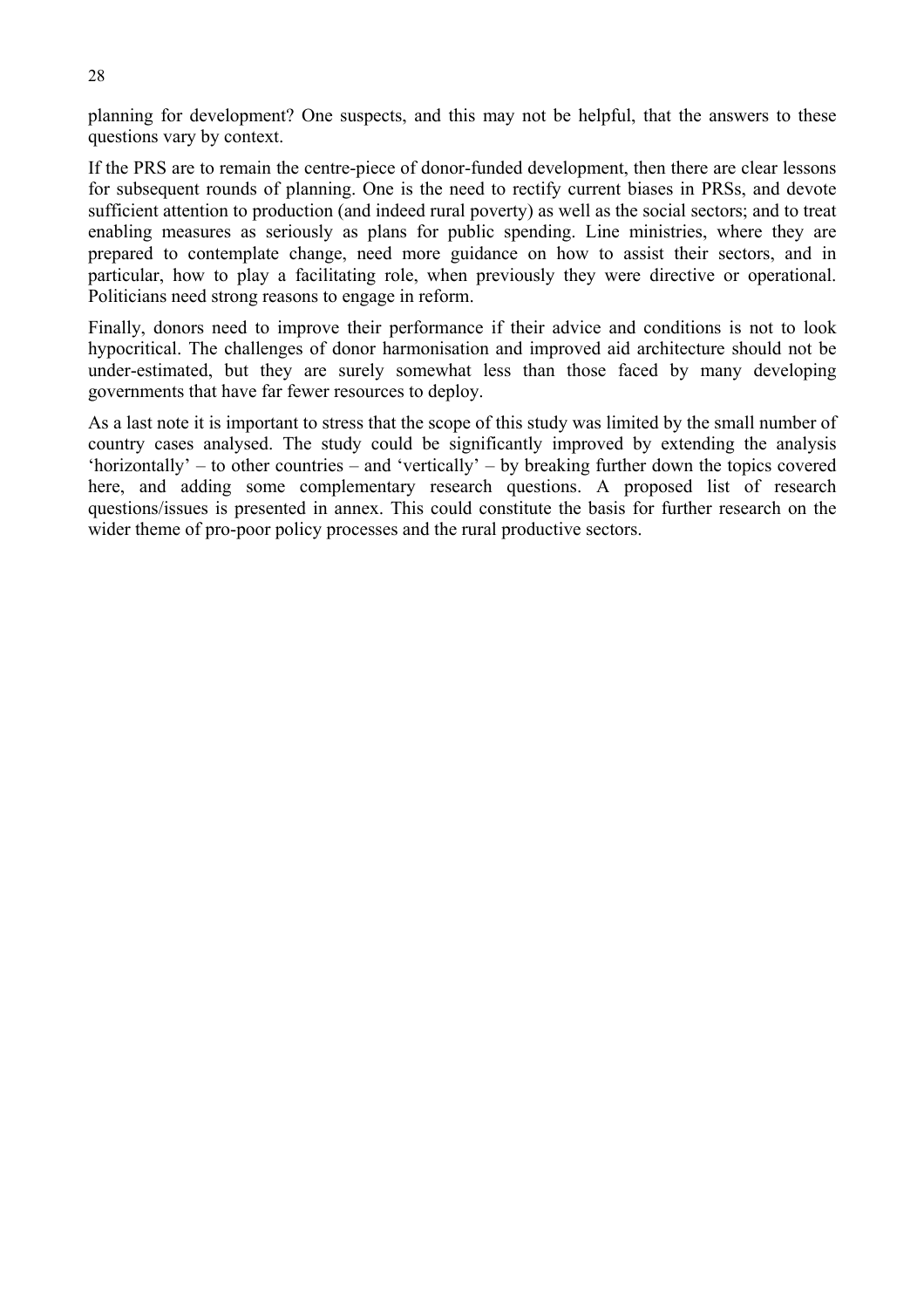planning for development? One suspects, and this may not be helpful, that the answers to these questions vary by context.

If the PRS are to remain the centre-piece of donor-funded development, then there are clear lessons for subsequent rounds of planning. One is the need to rectify current biases in PRSs, and devote sufficient attention to production (and indeed rural poverty) as well as the social sectors; and to treat enabling measures as seriously as plans for public spending. Line ministries, where they are prepared to contemplate change, need more guidance on how to assist their sectors, and in particular, how to play a facilitating role, when previously they were directive or operational. Politicians need strong reasons to engage in reform.

Finally, donors need to improve their performance if their advice and conditions is not to look hypocritical. The challenges of donor harmonisation and improved aid architecture should not be under-estimated, but they are surely somewhat less than those faced by many developing governments that have far fewer resources to deploy.

As a last note it is important to stress that the scope of this study was limited by the small number of country cases analysed. The study could be significantly improved by extending the analysis 'horizontally' – to other countries – and 'vertically' – by breaking further down the topics covered here, and adding some complementary research questions. A proposed list of research questions/issues is presented in annex. This could constitute the basis for further research on the wider theme of pro-poor policy processes and the rural productive sectors.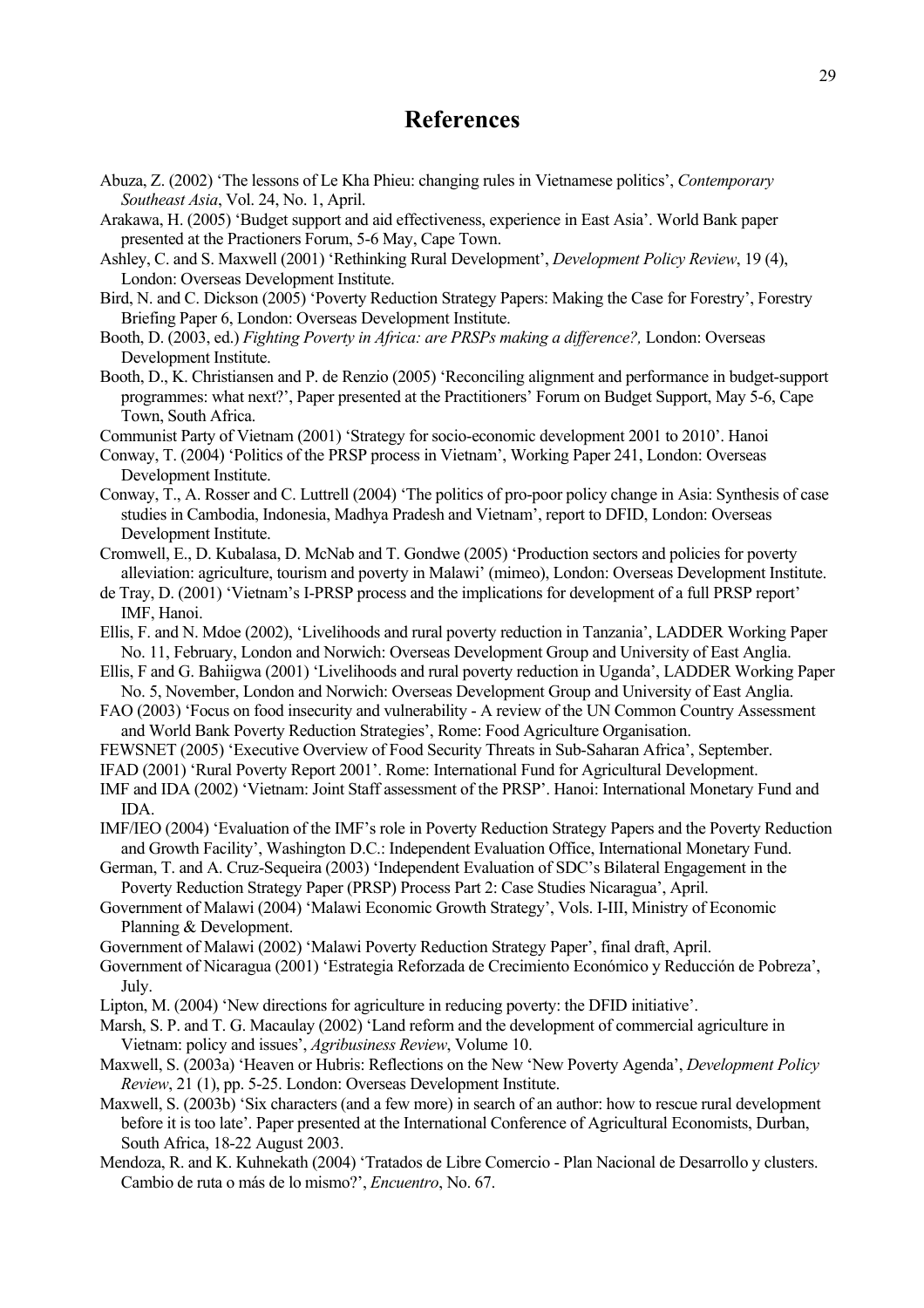# References

Abuza, Z. (2002) 'The lessons of Le Kha Phieu: changing rules in Vietnamese politics', *Contemporary Southeast Asia*, Vol. 24, No. 1, April.

Arakawa, H. (2005) 'Budget support and aid effectiveness, experience in East Asia'. World Bank paper presented at the Practioners Forum, 5-6 May, Cape Town.

Ashley, C. and S. Maxwell (2001) 'Rethinking Rural Development', *Development Policy Review*, 19 (4), London: Overseas Development Institute.

Bird, N. and C. Dickson (2005) 'Poverty Reduction Strategy Papers: Making the Case for Forestry', Forestry Briefing Paper 6, London: Overseas Development Institute.

Booth, D. (2003, ed.) *Fighting Poverty in Africa: are PRSPs making a difference?,* London: Overseas Development Institute.

Booth, D., K. Christiansen and P. de Renzio (2005) 'Reconciling alignment and performance in budget-support programmes: what next?', Paper presented at the Practitioners' Forum on Budget Support, May 5-6, Cape Town, South Africa.

Communist Party of Vietnam (2001) 'Strategy for socio-economic development 2001 to 2010'. Hanoi

Conway, T. (2004) 'Politics of the PRSP process in Vietnam', Working Paper 241, London: Overseas Development Institute.

Conway, T., A. Rosser and C. Luttrell (2004) 'The politics of pro-poor policy change in Asia: Synthesis of case studies in Cambodia, Indonesia, Madhya Pradesh and Vietnam', report to DFID, London: Overseas Development Institute.

Cromwell, E., D. Kubalasa, D. McNab and T. Gondwe (2005) 'Production sectors and policies for poverty alleviation: agriculture, tourism and poverty in Malawi' (mimeo), London: Overseas Development Institute.

de Tray, D. (2001) 'Vietnam's I-PRSP process and the implications for development of a full PRSP report' IMF, Hanoi.

Ellis, F. and N. Mdoe (2002), 'Livelihoods and rural poverty reduction in Tanzania', LADDER Working Paper No. 11, February, London and Norwich: Overseas Development Group and University of East Anglia.

Ellis, F and G. Bahiigwa (2001) 'Livelihoods and rural poverty reduction in Uganda', LADDER Working Paper No. 5, November, London and Norwich: Overseas Development Group and University of East Anglia.

FAO (2003) 'Focus on food insecurity and vulnerability - A review of the UN Common Country Assessment and World Bank Poverty Reduction Strategies', Rome: Food Agriculture Organisation.

FEWSNET (2005) 'Executive Overview of Food Security Threats in Sub-Saharan Africa', September.

IFAD (2001) 'Rural Poverty Report 2001'. Rome: International Fund for Agricultural Development.

IMF and IDA (2002) 'Vietnam: Joint Staff assessment of the PRSP'. Hanoi: International Monetary Fund and IDA.

IMF/IEO (2004) 'Evaluation of the IMF's role in Poverty Reduction Strategy Papers and the Poverty Reduction and Growth Facility', Washington D.C.: Independent Evaluation Office, International Monetary Fund.

German, T. and A. Cruz-Sequeira (2003) 'Independent Evaluation of SDC's Bilateral Engagement in the Poverty Reduction Strategy Paper (PRSP) Process Part 2: Case Studies Nicaragua', April.

Government of Malawi (2004) 'Malawi Economic Growth Strategy', Vols. I-III, Ministry of Economic Planning & Development.

Government of Malawi (2002) 'Malawi Poverty Reduction Strategy Paper', final draft, April.

Government of Nicaragua (2001) 'Estrategia Reforzada de Crecimiento Económico y Reducción de Pobreza', July.

Lipton, M. (2004) 'New directions for agriculture in reducing poverty: the DFID initiative'.

Marsh, S. P. and T. G. Macaulay (2002) 'Land reform and the development of commercial agriculture in Vietnam: policy and issues', *Agribusiness Review*, Volume 10.

Maxwell, S. (2003a) 'Heaven or Hubris: Reflections on the New 'New Poverty Agenda', *Development Policy Review*, 21 (1), pp. 5-25. London: Overseas Development Institute.

Maxwell, S. (2003b) 'Six characters (and a few more) in search of an author: how to rescue rural development before it is too late'. Paper presented at the International Conference of Agricultural Economists, Durban, South Africa, 18-22 August 2003.

Mendoza, R. and K. Kuhnekath (2004) 'Tratados de Libre Comercio - Plan Nacional de Desarrollo y clusters. Cambio de ruta o más de lo mismo?', *Encuentro*, No. 67.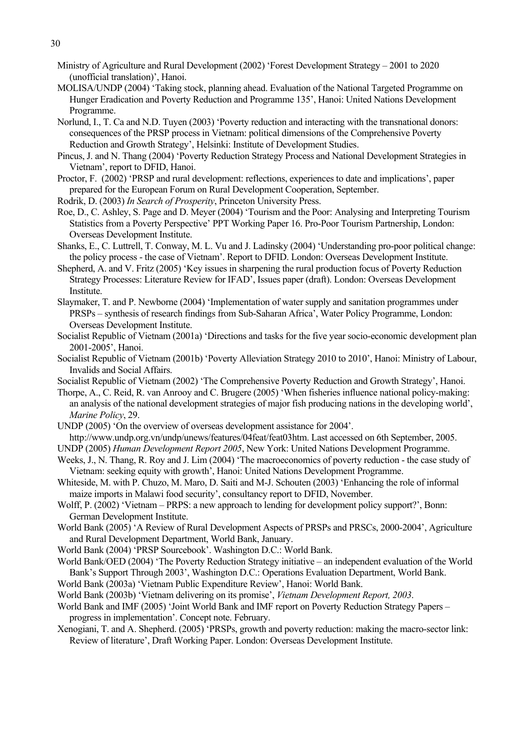Ministry of Agriculture and Rural Development (2002) 'Forest Development Strategy – 2001 to 2020 (unofficial translation)', Hanoi.

MOLISA/UNDP (2004) 'Taking stock, planning ahead. Evaluation of the National Targeted Programme on Hunger Eradication and Poverty Reduction and Programme 135', Hanoi: United Nations Development Programme.

Norlund, I., T. Ca and N.D. Tuyen (2003) 'Poverty reduction and interacting with the transnational donors: consequences of the PRSP process in Vietnam: political dimensions of the Comprehensive Poverty Reduction and Growth Strategy', Helsinki: Institute of Development Studies.

Pincus, J. and N. Thang (2004) 'Poverty Reduction Strategy Process and National Development Strategies in Vietnam', report to DFID, Hanoi.

Proctor, F. (2002) 'PRSP and rural development: reflections, experiences to date and implications', paper prepared for the European Forum on Rural Development Cooperation, September.

Rodrik, D. (2003) *In Search of Prosperity*, Princeton University Press.

Roe, D., C. Ashley, S. Page and D. Meyer (2004) 'Tourism and the Poor: Analysing and Interpreting Tourism Statistics from a Poverty Perspective' PPT Working Paper 16. Pro-Poor Tourism Partnership, London: Overseas Development Institute.

Shanks, E., C. Luttrell, T. Conway, M. L. Vu and J. Ladinsky (2004) 'Understanding pro-poor political change: the policy process - the case of Vietnam'. Report to DFID. London: Overseas Development Institute.

Shepherd, A. and V. Fritz (2005) 'Key issues in sharpening the rural production focus of Poverty Reduction Strategy Processes: Literature Review for IFAD', Issues paper (draft). London: Overseas Development Institute.

Slaymaker, T. and P. Newborne (2004) 'Implementation of water supply and sanitation programmes under PRSPs – synthesis of research findings from Sub-Saharan Africa', Water Policy Programme, London: Overseas Development Institute.

Socialist Republic of Vietnam (2001a) 'Directions and tasks for the five year socio-economic development plan 2001-2005', Hanoi.

Socialist Republic of Vietnam (2001b) 'Poverty Alleviation Strategy 2010 to 2010', Hanoi: Ministry of Labour, Invalids and Social Affairs.

Socialist Republic of Vietnam (2002) 'The Comprehensive Poverty Reduction and Growth Strategy', Hanoi.

Thorpe, A., C. Reid, R. van Anrooy and C. Brugere (2005) 'When fisheries influence national policy-making: an analysis of the national development strategies of major fish producing nations in the developing world', *Marine Policy*, 29.

UNDP (2005) 'On the overview of overseas development assistance for 2004'. http://www.undp.org.vn/undp/unews/features/04feat/feat03htm. Last accessed on 6th September, 2005.

UNDP (2005) *Human Development Report 2005*, New York: United Nations Development Programme.

Weeks, J., N. Thang, R. Roy and J. Lim (2004) 'The macroeconomics of poverty reduction - the case study of Vietnam: seeking equity with growth', Hanoi: United Nations Development Programme.

Whiteside, M. with P. Chuzo, M. Maro, D. Saiti and M-J. Schouten (2003) 'Enhancing the role of informal maize imports in Malawi food security', consultancy report to DFID, November.

Wolff, P. (2002) 'Vietnam – PRPS: a new approach to lending for development policy support?', Bonn: German Development Institute.

World Bank (2005) 'A Review of Rural Development Aspects of PRSPs and PRSCs, 2000-2004', Agriculture and Rural Development Department, World Bank, January.

World Bank (2004) 'PRSP Sourcebook'. Washington D.C.: World Bank.

World Bank/OED (2004) 'The Poverty Reduction Strategy initiative – an independent evaluation of the World Bank's Support Through 2003', Washington D.C.: Operations Evaluation Department, World Bank.

World Bank (2003a) 'Vietnam Public Expenditure Review', Hanoi: World Bank.

World Bank (2003b) 'Vietnam delivering on its promise', *Vietnam Development Report, 2003*.

World Bank and IMF (2005) 'Joint World Bank and IMF report on Poverty Reduction Strategy Papers – progress in implementation'. Concept note. February.

Xenogiani, T. and A. Shepherd. (2005) 'PRSPs, growth and poverty reduction: making the macro-sector link: Review of literature', Draft Working Paper. London: Overseas Development Institute.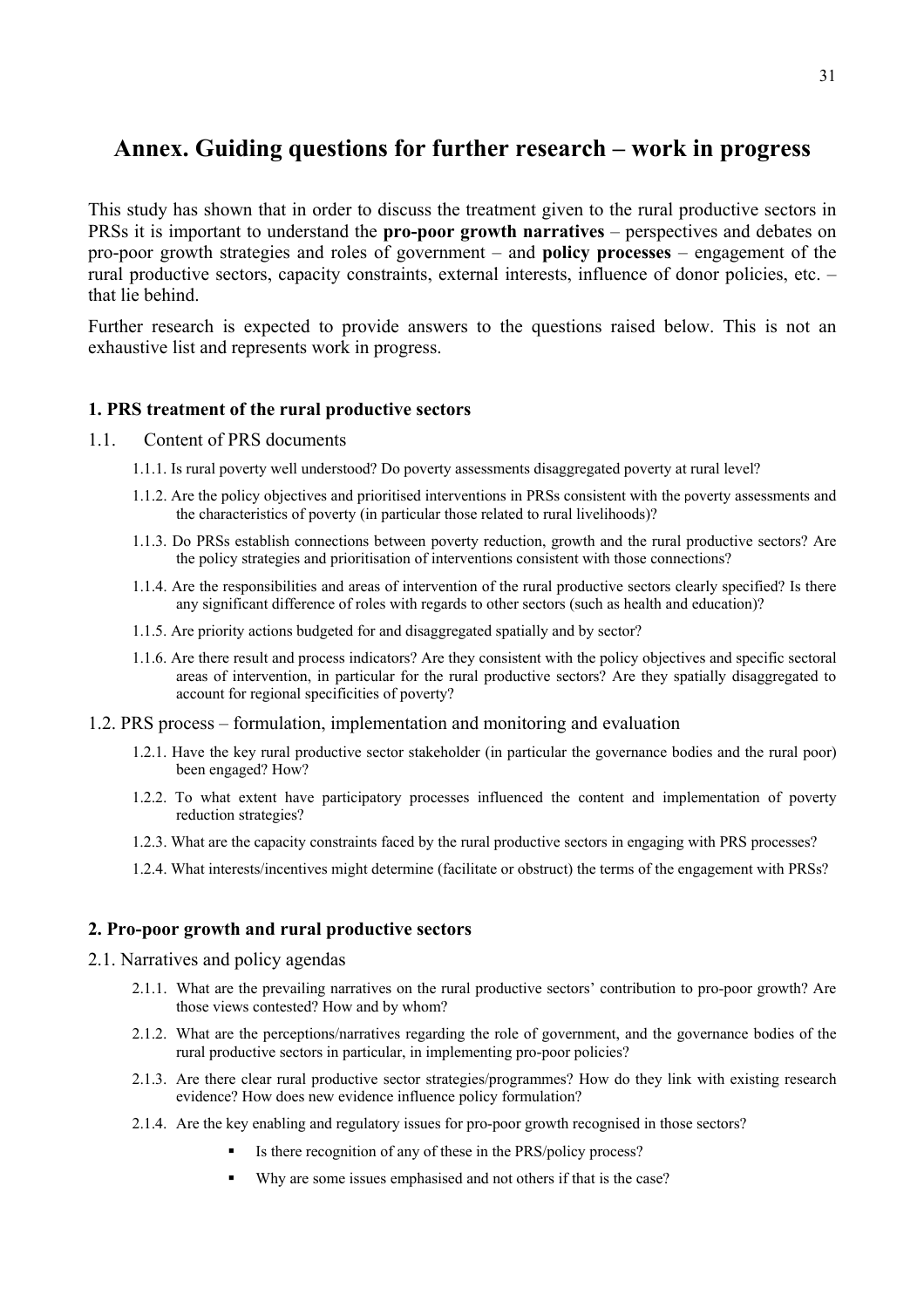# Annex. Guiding questions for further research – work in progress

This study has shown that in order to discuss the treatment given to the rural productive sectors in PRSs it is important to understand the **pro-poor growth narratives** – perspectives and debates on pro-poor growth strategies and roles of government – and **policy processes** – engagement of the rural productive sectors, capacity constraints, external interests, influence of donor policies, etc. – that lie behind.

Further research is expected to provide answers to the questions raised below. This is not an exhaustive list and represents work in progress.

### 1. PRS treatment of the rural productive sectors

1.1. Content of PRS documents

- 1.1.1. Is rural poverty well understood? Do poverty assessments disaggregated poverty at rural level?
- 1.1.2. Are the policy objectives and prioritised interventions in PRSs consistent with the poverty assessments and the characteristics of poverty (in particular those related to rural livelihoods)?
- 1.1.3. Do PRSs establish connections between poverty reduction, growth and the rural productive sectors? Are the policy strategies and prioritisation of interventions consistent with those connections?
- 1.1.4. Are the responsibilities and areas of intervention of the rural productive sectors clearly specified? Is there any significant difference of roles with regards to other sectors (such as health and education)?
- 1.1.5. Are priority actions budgeted for and disaggregated spatially and by sector?
- 1.1.6. Are there result and process indicators? Are they consistent with the policy objectives and specific sectoral areas of intervention, in particular for the rural productive sectors? Are they spatially disaggregated to account for regional specificities of poverty?

1.2. PRS process – formulation, implementation and monitoring and evaluation

- 1.2.1. Have the key rural productive sector stakeholder (in particular the governance bodies and the rural poor) been engaged? How?
- 1.2.2. To what extent have participatory processes influenced the content and implementation of poverty reduction strategies?
- 1.2.3. What are the capacity constraints faced by the rural productive sectors in engaging with PRS processes?
- 1.2.4. What interests/incentives might determine (facilitate or obstruct) the terms of the engagement with PRSs?

### 2. Pro-poor growth and rural productive sectors

2.1. Narratives and policy agendas

- 2.1.1. What are the prevailing narratives on the rural productive sectors' contribution to pro-poor growth? Are those views contested? How and by whom?
- 2.1.2. What are the perceptions/narratives regarding the role of government, and the governance bodies of the rural productive sectors in particular, in implementing pro-poor policies?
- 2.1.3. Are there clear rural productive sector strategies/programmes? How do they link with existing research evidence? How does new evidence influence policy formulation?
- 2.1.4. Are the key enabling and regulatory issues for pro-poor growth recognised in those sectors?
  - Is there recognition of any of these in the PRS/policy process?
  - Why are some issues emphasised and not others if that is the case?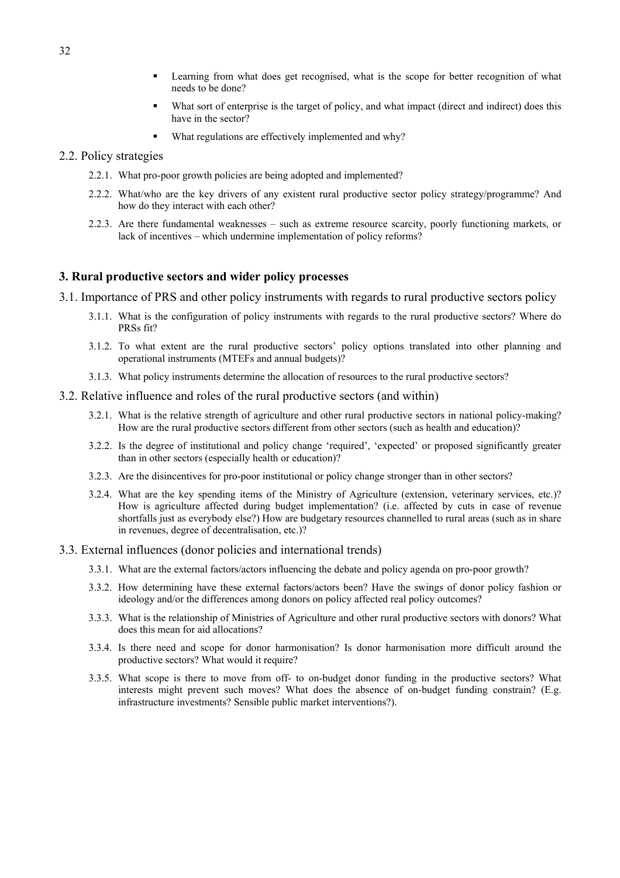- Learning from what does get recognised, what is the scope for better recognition of what needs to be done?
- What sort of enterprise is the target of policy, and what impact (direct and indirect) does this have in the sector?
- What regulations are effectively implemented and why?

## 2.2. Policy strategies

2.2.1. What pro-poor growth policies are being adopted and implemented?

2.2.2. What/who are the key drivers of any existent rural productive sector policy strategy/programme? And how do they interact with each other?

2.2.3. Are there fundamental weaknesses – such as extreme resource scarcity, poorly functioning markets, or lack of incentives – which undermine implementation of policy reforms?

# 3. Rural productive sectors and wider policy processes

## 3.1. Importance of PRS and other policy instruments with regards to rural productive sectors policy

3.1.1. What is the configuration of policy instruments with regards to the rural productive sectors? Where do PRSs fit?

3.1.2. To what extent are the rural productive sectors' policy options translated into other planning and operational instruments (MTEFs and annual budgets)?

3.1.3. What policy instruments determine the allocation of resources to the rural productive sectors?

## 3.2. Relative influence and roles of the rural productive sectors (and within)

3.2.1. What is the relative strength of agriculture and other rural productive sectors in national policy-making? How are the rural productive sectors different from other sectors (such as health and education)?

3.2.2. Is the degree of institutional and policy change 'required', 'expected' or proposed significantly greater than in other sectors (especially health or education)?

3.2.3. Are the disincentives for pro-poor institutional or policy change stronger than in other sectors?

3.2.4. What are the key spending items of the Ministry of Agriculture (extension, veterinary services, etc.)? How is agriculture affected during budget implementation? (i.e. affected by cuts in case of revenue shortfalls just as everybody else?) How are budgetary resources channelled to rural areas (such as in share in revenues, degree of decentralisation, etc.)?

## 3.3. External influences (donor policies and international trends)

3.3.1. What are the external factors/actors influencing the debate and policy agenda on pro-poor growth?

3.3.2. How determining have these external factors/actors been? Have the swings of donor policy fashion or ideology and/or the differences among donors on policy affected real policy outcomes?

3.3.3. What is the relationship of Ministries of Agriculture and other rural productive sectors with donors? What does this mean for aid allocations?

3.3.4. Is there need and scope for donor harmonisation? Is donor harmonisation more difficult around the productive sectors? What would it require?

3.3.5. What scope is there to move from off- to on-budget donor funding in the productive sectors? What interests might prevent such moves? What does the absence of on-budget funding constrain? (E.g. infrastructure investments? Sensible public market interventions?).